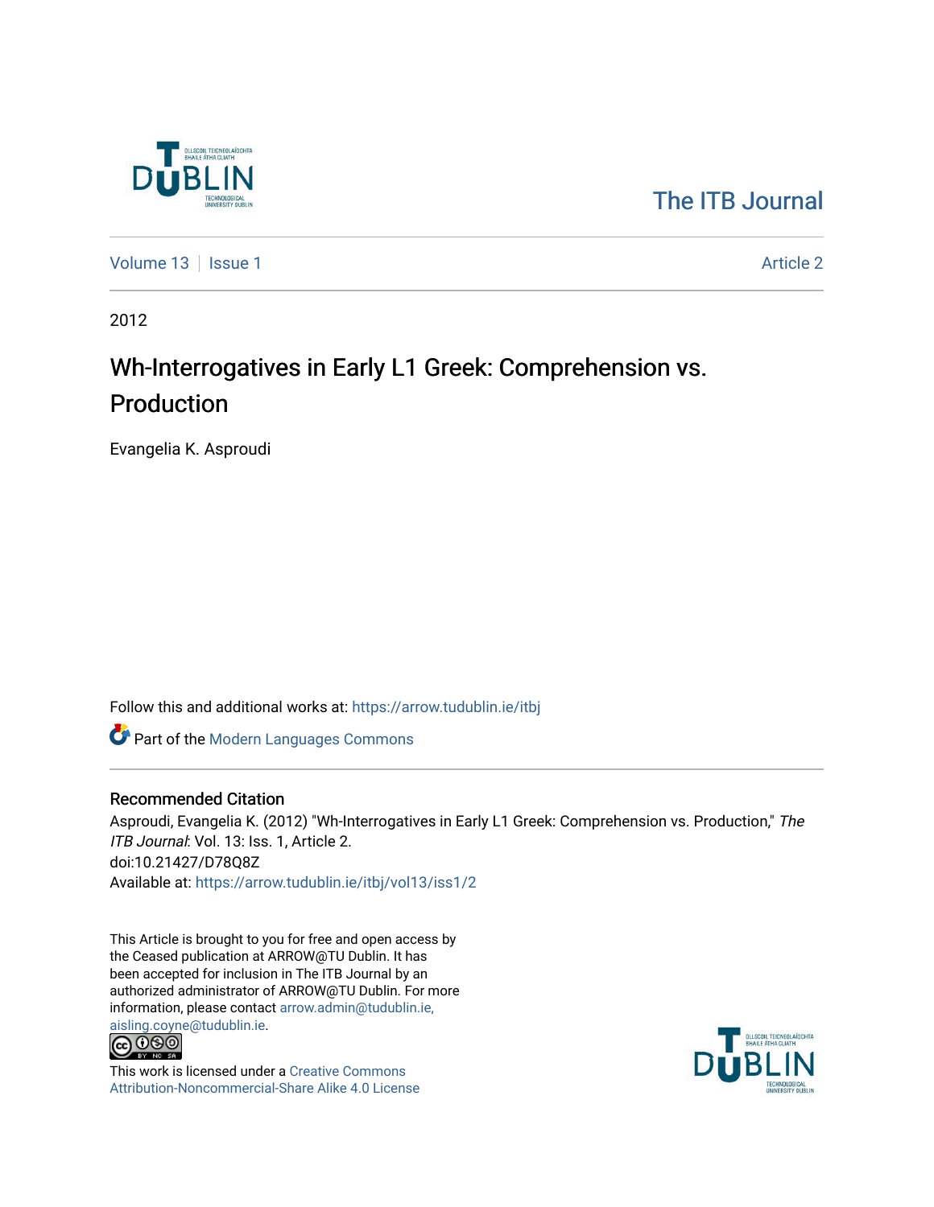The ITB Journal

Volume 13 | Issue 1 | Article 2

2012

# Wh-Interrogatives in Early L1 Greek: Comprehension vs. Production

Evangelia K. Asproudi

Follow this and additional works at: https://arrow.tudublin.ie/itbj

Part of the Modern Languages Commons

## Recommended Citation

Asproudi, Evangelia K. (2012) "Wh-Interrogatives in Early L1 Greek: Comprehension vs. Production," *The ITB Journal*: Vol. 13: Iss. 1, Article 2.
doi:10.21427/D78Q8Z
Available at: https://arrow.tudublin.ie/itbj/vol13/iss1/2

This Article is brought to you for free and open access by the Ceased publication at ARROW@TU Dublin. It has been accepted for inclusion in The ITB Journal by an authorized administrator of ARROW@TU Dublin. For more information, please contact arrow.admin@tudublin.ie, aisling.coyne@tudublin.ie.

This work is licensed under a Creative Commons Attribution-Noncommercial-Share Alike 4.0 License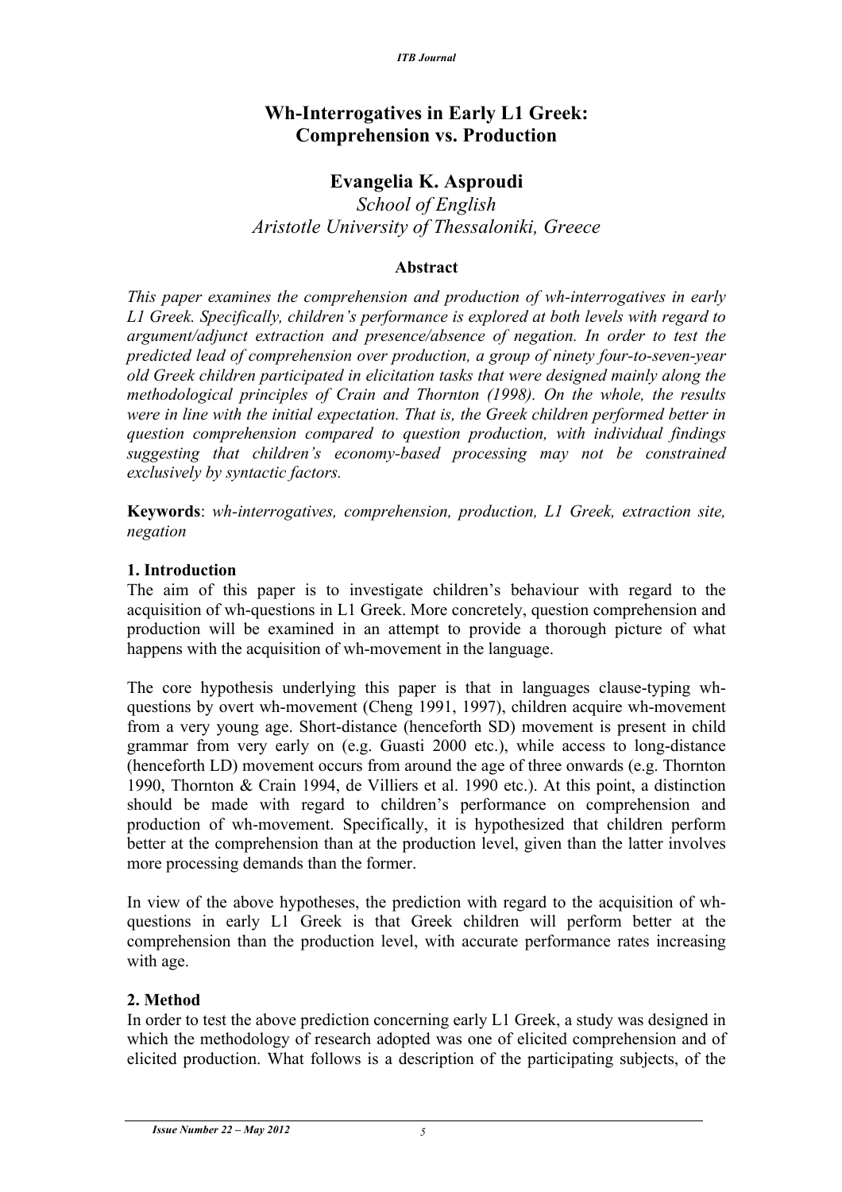# Wh-Interrogatives in Early L1 Greek: Comprehension vs. Production

## Evangelia K. Asproudi

*School of English*
*Aristotle University of Thessaloniki, Greece*

### Abstract

*This paper examines the comprehension and production of wh-interrogatives in early L1 Greek. Specifically, children's performance is explored at both levels with regard to argument/adjunct extraction and presence/absence of negation. In order to test the predicted lead of comprehension over production, a group of ninety four-to-seven-year old Greek children participated in elicitation tasks that were designed mainly along the methodological principles of Crain and Thornton (1998). On the whole, the results were in line with the initial expectation. That is, the Greek children performed better in question comprehension compared to question production, with individual findings suggesting that children's economy-based processing may not be constrained exclusively by syntactic factors.*

**Keywords**: *wh-interrogatives, comprehension, production, L1 Greek, extraction site, negation*

### 1. Introduction

The aim of this paper is to investigate children's behaviour with regard to the acquisition of wh-questions in L1 Greek. More concretely, question comprehension and production will be examined in an attempt to provide a thorough picture of what happens with the acquisition of wh-movement in the language.

The core hypothesis underlying this paper is that in languages clause-typing wh-questions by overt wh-movement (Cheng 1991, 1997), children acquire wh-movement from a very young age. Short-distance (henceforth SD) movement is present in child grammar from very early on (e.g. Guasti 2000 etc.), while access to long-distance (henceforth LD) movement occurs from around the age of three onwards (e.g. Thornton 1990, Thornton & Crain 1994, de Villiers et al. 1990 etc.). At this point, a distinction should be made with regard to children's performance on comprehension and production of wh-movement. Specifically, it is hypothesized that children perform better at the comprehension than at the production level, given than the latter involves more processing demands than the former.

In view of the above hypotheses, the prediction with regard to the acquisition of wh-questions in early L1 Greek is that Greek children will perform better at the comprehension than the production level, with accurate performance rates increasing with age.

### 2. Method

In order to test the above prediction concerning early L1 Greek, a study was designed in which the methodology of research adopted was one of elicited comprehension and of elicited production. What follows is a description of the participating subjects, of the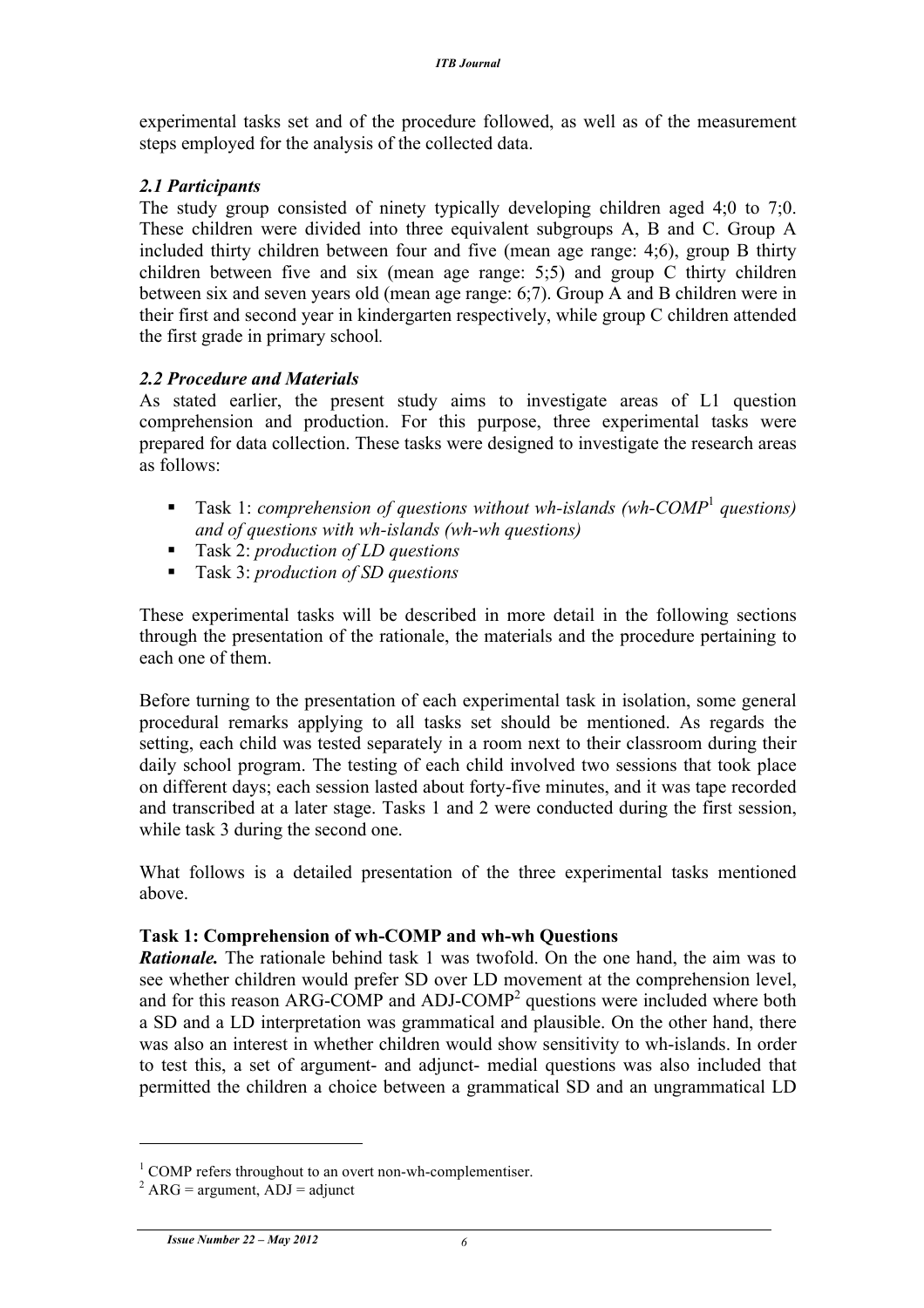experimental tasks set and of the procedure followed, as well as of the measurement steps employed for the analysis of the collected data.

### *2.1 Participants*

The study group consisted of ninety typically developing children aged 4;0 to 7;0. These children were divided into three equivalent subgroups A, B and C. Group A included thirty children between four and five (mean age range: 4;6), group B thirty children between five and six (mean age range: 5;5) and group C thirty children between six and seven years old (mean age range: 6;7). Group A and B children were in their first and second year in kindergarten respectively, while group C children attended the first grade in primary school.

### *2.2 Procedure and Materials*

As stated earlier, the present study aims to investigate areas of L1 question comprehension and production. For this purpose, three experimental tasks were prepared for data collection. These tasks were designed to investigate the research areas as follows:

- Task 1: *comprehension of questions without wh-islands (wh-COMP*[1] *questions) and of questions with wh-islands (wh-wh questions)*
- Task 2: *production of LD questions*
- Task 3: *production of SD questions*

These experimental tasks will be described in more detail in the following sections through the presentation of the rationale, the materials and the procedure pertaining to each one of them.

Before turning to the presentation of each experimental task in isolation, some general procedural remarks applying to all tasks set should be mentioned. As regards the setting, each child was tested separately in a room next to their classroom during their daily school program. The testing of each child involved two sessions that took place on different days; each session lasted about forty-five minutes, and it was tape recorded and transcribed at a later stage. Tasks 1 and 2 were conducted during the first session, while task 3 during the second one.

What follows is a detailed presentation of the three experimental tasks mentioned above.

**Task 1: Comprehension of wh-COMP and wh-wh Questions**

***Rationale.*** The rationale behind task 1 was twofold. On the one hand, the aim was to see whether children would prefer SD over LD movement at the comprehension level, and for this reason ARG-COMP and ADJ-COMP[2] questions were included where both a SD and a LD interpretation was grammatical and plausible. On the other hand, there was also an interest in whether children would show sensitivity to wh-islands. In order to test this, a set of argument- and adjunct- medial questions was also included that permitted the children a choice between a grammatical SD and an ungrammatical LD

---

[1] COMP refers throughout to an overt non-wh-complementiser.

[2] ARG = argument, ADJ = adjunct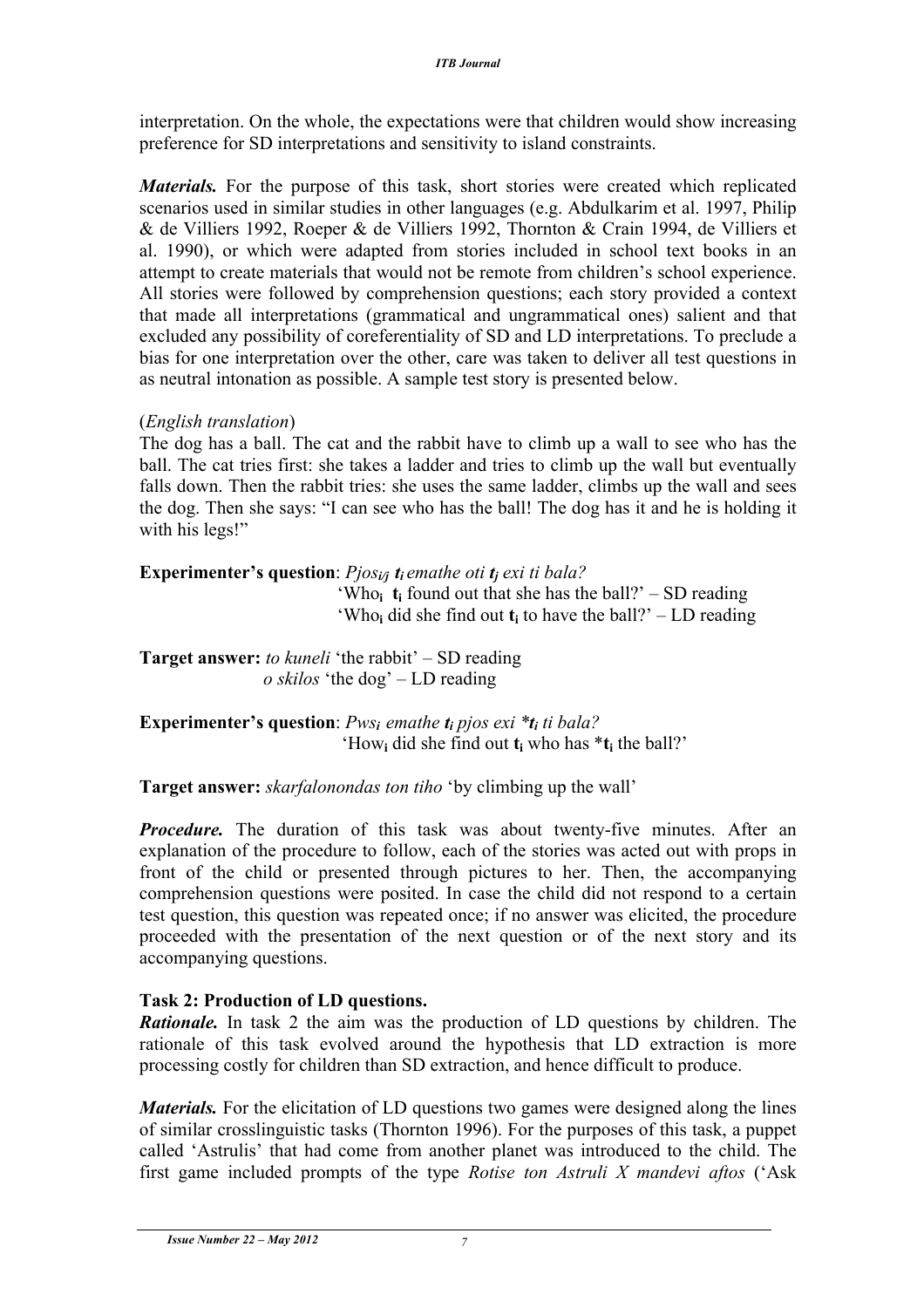interpretation. On the whole, the expectations were that children would show increasing preference for SD interpretations and sensitivity to island constraints.

***Materials.*** For the purpose of this task, short stories were created which replicated scenarios used in similar studies in other languages (e.g. Abdulkarim et al. 1997, Philip & de Villiers 1992, Roeper & de Villiers 1992, Thornton & Crain 1994, de Villiers et al. 1990), or which were adapted from stories included in school text books in an attempt to create materials that would not be remote from children's school experience. All stories were followed by comprehension questions; each story provided a context that made all interpretations (grammatical and ungrammatical ones) salient and that excluded any possibility of coreferentiality of SD and LD interpretations. To preclude a bias for one interpretation over the other, care was taken to deliver all test questions in as neutral intonation as possible. A sample test story is presented below.

(*English translation*)
The dog has a ball. The cat and the rabbit have to climb up a wall to see who has the ball. The cat tries first: she takes a ladder and tries to climb up the wall but eventually falls down. Then the rabbit tries: she uses the same ladder, climbs up the wall and sees the dog. Then she says: "I can see who has the ball! The dog has it and he is holding it with his legs!"

**Experimenter's question**: *Pjos$_{i/j}$ **t$_i$** emathe oti **t$_j$** exi ti bala?*
'Who$_i$ **t$_i$** found out that she has the ball?' – SD reading
'Who$_i$ did she find out **t$_i$** to have the ball?' – LD reading

**Target answer:** *to kuneli* 'the rabbit' – SD reading
*o skilos* 'the dog' – LD reading

**Experimenter's question**: *Pws$_i$ emathe **t$_i$** pjos exi \***t$_i$** ti bala?*
'How$_i$ did she find out **t$_i$** who has \***t$_i$** the ball?'

**Target answer:** *skarfalonondas ton tiho* 'by climbing up the wall'

***Procedure.*** The duration of this task was about twenty-five minutes. After an explanation of the procedure to follow, each of the stories was acted out with props in front of the child or presented through pictures to her. Then, the accompanying comprehension questions were posited. In case the child did not respond to a certain test question, this question was repeated once; if no answer was elicited, the procedure proceeded with the presentation of the next question or of the next story and its accompanying questions.

**Task 2: Production of LD questions.**
***Rationale.*** In task 2 the aim was the production of LD questions by children. The rationale of this task evolved around the hypothesis that LD extraction is more processing costly for children than SD extraction, and hence difficult to produce.

***Materials.*** For the elicitation of LD questions two games were designed along the lines of similar crosslinguistic tasks (Thornton 1996). For the purposes of this task, a puppet called 'Astrulis' that had come from another planet was introduced to the child. The first game included prompts of the type *Rotise ton Astruli X mandevi aftos* ('Ask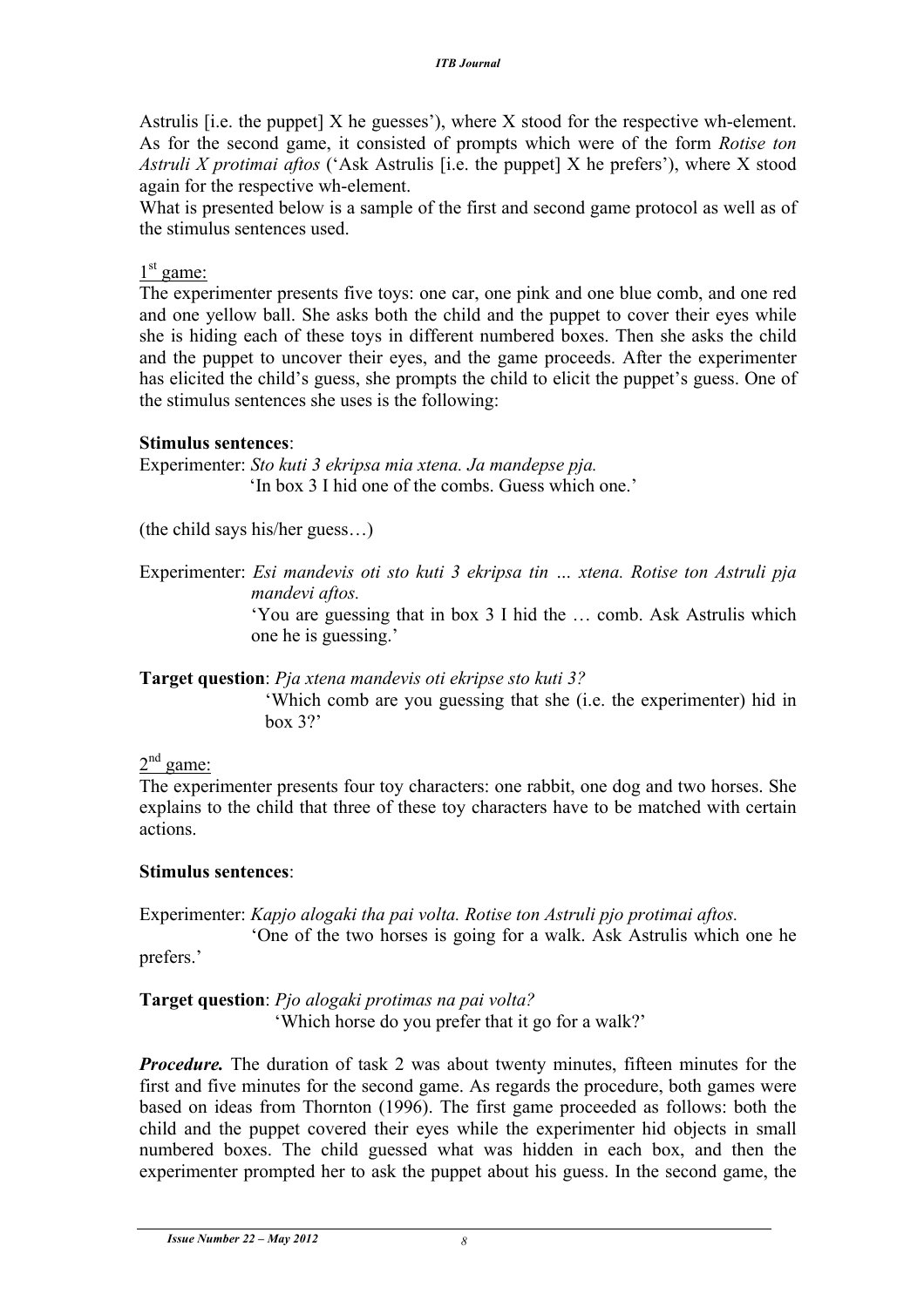Astrulis [i.e. the puppet] X he guesses'), where X stood for the respective wh-element. As for the second game, it consisted of prompts which were of the form *Rotise ton Astruli X protimai aftos* ('Ask Astrulis [i.e. the puppet] X he prefers'), where X stood again for the respective wh-element.

What is presented below is a sample of the first and second game protocol as well as of the stimulus sentences used.

1st game:

The experimenter presents five toys: one car, one pink and one blue comb, and one red and one yellow ball. She asks both the child and the puppet to cover their eyes while she is hiding each of these toys in different numbered boxes. Then she asks the child and the puppet to uncover their eyes, and the game proceeds. After the experimenter has elicited the child's guess, she prompts the child to elicit the puppet's guess. One of the stimulus sentences she uses is the following:

**Stimulus sentences**:

Experimenter: *Sto kuti 3 ekripsa mia xtena. Ja mandepse pja.*
'In box 3 I hid one of the combs. Guess which one.'

(the child says his/her guess…)

Experimenter: *Esi mandevis oti sto kuti 3 ekripsa tin … xtena. Rotise ton Astruli pja mandevi aftos.*
'You are guessing that in box 3 I hid the … comb. Ask Astrulis which one he is guessing.'

**Target question**: *Pja xtena mandevis oti ekripse sto kuti 3?*
'Which comb are you guessing that she (i.e. the experimenter) hid in box 3?'

2nd game:

The experimenter presents four toy characters: one rabbit, one dog and two horses. She explains to the child that three of these toy characters have to be matched with certain actions.

**Stimulus sentences**:

Experimenter: *Kapjo alogaki tha pai volta. Rotise ton Astruli pjo protimai aftos.*
'One of the two horses is going for a walk. Ask Astrulis which one he prefers.'

**Target question**: *Pjo alogaki protimas na pai volta?*
'Which horse do you prefer that it go for a walk?'

***Procedure.*** The duration of task 2 was about twenty minutes, fifteen minutes for the first and five minutes for the second game. As regards the procedure, both games were based on ideas from Thornton (1996). The first game proceeded as follows: both the child and the puppet covered their eyes while the experimenter hid objects in small numbered boxes. The child guessed what was hidden in each box, and then the experimenter prompted her to ask the puppet about his guess. In the second game, the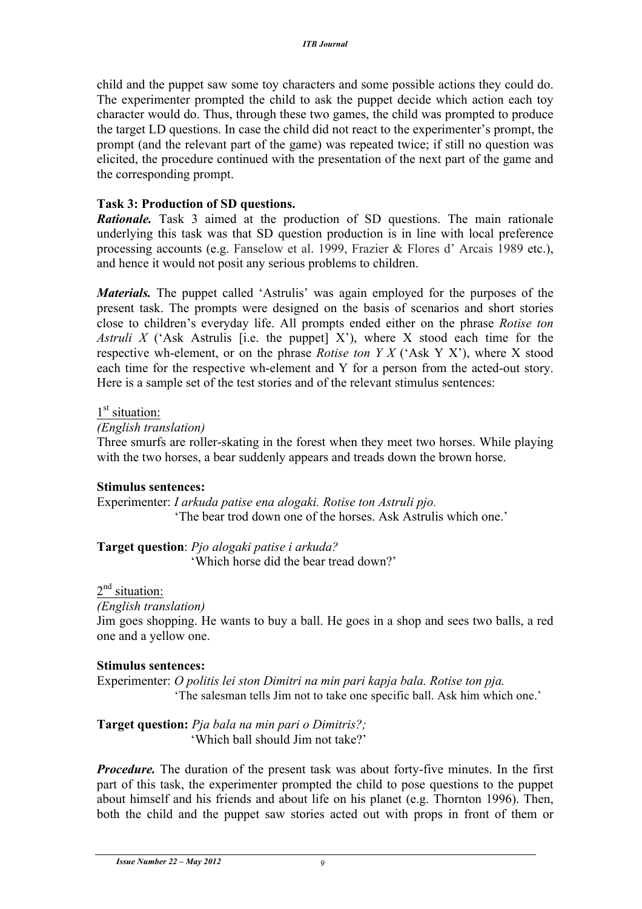child and the puppet saw some toy characters and some possible actions they could do. The experimenter prompted the child to ask the puppet decide which action each toy character would do. Thus, through these two games, the child was prompted to produce the target LD questions. In case the child did not react to the experimenter's prompt, the prompt (and the relevant part of the game) was repeated twice; if still no question was elicited, the procedure continued with the presentation of the next part of the game and the corresponding prompt.

**Task 3: Production of SD questions.**

***Rationale.*** Task 3 aimed at the production of SD questions. The main rationale underlying this task was that SD question production is in line with local preference processing accounts (e.g. Fanselow et al. 1999, Frazier & Flores d' Arcais 1989 etc.), and hence it would not posit any serious problems to children.

***Materials.*** The puppet called 'Astrulis' was again employed for the purposes of the present task. The prompts were designed on the basis of scenarios and short stories close to children's everyday life. All prompts ended either on the phrase *Rotise ton Astruli X* ('Ask Astrulis [i.e. the puppet] X'), where X stood each time for the respective wh-element, or on the phrase *Rotise ton Y X* ('Ask Y X'), where X stood each time for the respective wh-element and Y for a person from the acted-out story. Here is a sample set of the test stories and of the relevant stimulus sentences:

1st situation:

*(English translation)*

Three smurfs are roller-skating in the forest when they meet two horses. While playing with the two horses, a bear suddenly appears and treads down the brown horse.

**Stimulus sentences:**

Experimenter: *I arkuda patise ena alogaki. Rotise ton Astruli pjo.*
'The bear trod down one of the horses. Ask Astrulis which one.'

**Target question**: *Pjo alogaki patise i arkuda?*
'Which horse did the bear tread down?'

2nd situation:

*(English translation)*

Jim goes shopping. He wants to buy a ball. He goes in a shop and sees two balls, a red one and a yellow one.

**Stimulus sentences:**

Experimenter: *O politis lei ston Dimitri na min pari kapja bala. Rotise ton pja.*
'The salesman tells Jim not to take one specific ball. Ask him which one.'

**Target question:** *Pja bala na min pari o Dimitris?;*
'Which ball should Jim not take?'

***Procedure.*** The duration of the present task was about forty-five minutes. In the first part of this task, the experimenter prompted the child to pose questions to the puppet about himself and his friends and about life on his planet (e.g. Thornton 1996). Then, both the child and the puppet saw stories acted out with props in front of them or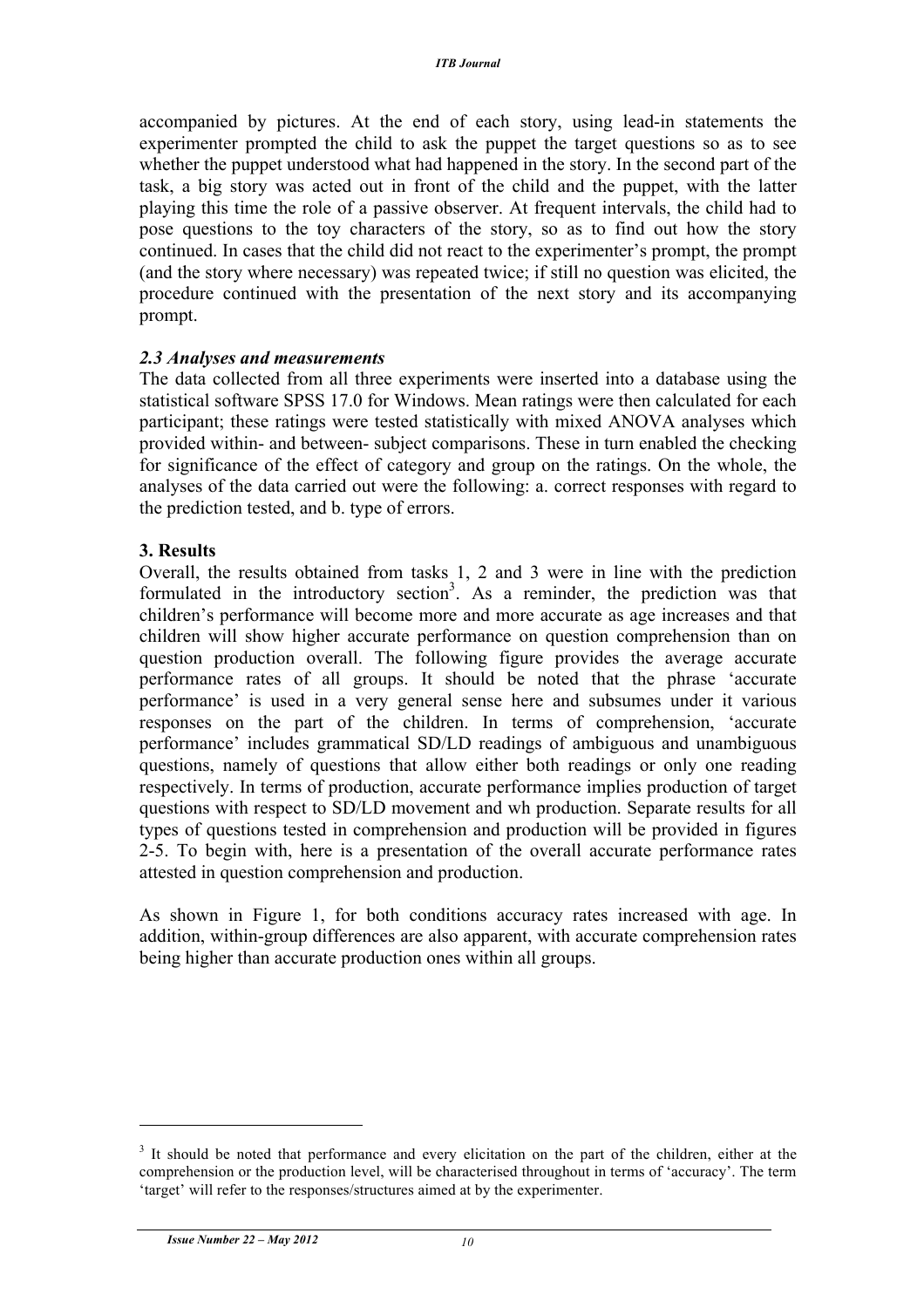accompanied by pictures. At the end of each story, using lead-in statements the experimenter prompted the child to ask the puppet the target questions so as to see whether the puppet understood what had happened in the story. In the second part of the task, a big story was acted out in front of the child and the puppet, with the latter playing this time the role of a passive observer. At frequent intervals, the child had to pose questions to the toy characters of the story, so as to find out how the story continued. In cases that the child did not react to the experimenter's prompt, the prompt (and the story where necessary) was repeated twice; if still no question was elicited, the procedure continued with the presentation of the next story and its accompanying prompt.

### *2.3 Analyses and measurements*

The data collected from all three experiments were inserted into a database using the statistical software SPSS 17.0 for Windows. Mean ratings were then calculated for each participant; these ratings were tested statistically with mixed ANOVA analyses which provided within- and between- subject comparisons. These in turn enabled the checking for significance of the effect of category and group on the ratings. On the whole, the analyses of the data carried out were the following: a. correct responses with regard to the prediction tested, and b. type of errors.

## 3. Results

Overall, the results obtained from tasks 1, 2 and 3 were in line with the prediction formulated in the introductory section[3]. As a reminder, the prediction was that children's performance will become more and more accurate as age increases and that children will show higher accurate performance on question comprehension than on question production overall. The following figure provides the average accurate performance rates of all groups. It should be noted that the phrase 'accurate performance' is used in a very general sense here and subsumes under it various responses on the part of the children. In terms of comprehension, 'accurate performance' includes grammatical SD/LD readings of ambiguous and unambiguous questions, namely of questions that allow either both readings or only one reading respectively. In terms of production, accurate performance implies production of target questions with respect to SD/LD movement and wh production. Separate results for all types of questions tested in comprehension and production will be provided in figures 2-5. To begin with, here is a presentation of the overall accurate performance rates attested in question comprehension and production.

As shown in Figure 1, for both conditions accuracy rates increased with age. In addition, within-group differences are also apparent, with accurate comprehension rates being higher than accurate production ones within all groups.

[3] It should be noted that performance and every elicitation on the part of the children, either at the comprehension or the production level, will be characterised throughout in terms of 'accuracy'. The term 'target' will refer to the responses/structures aimed at by the experimenter.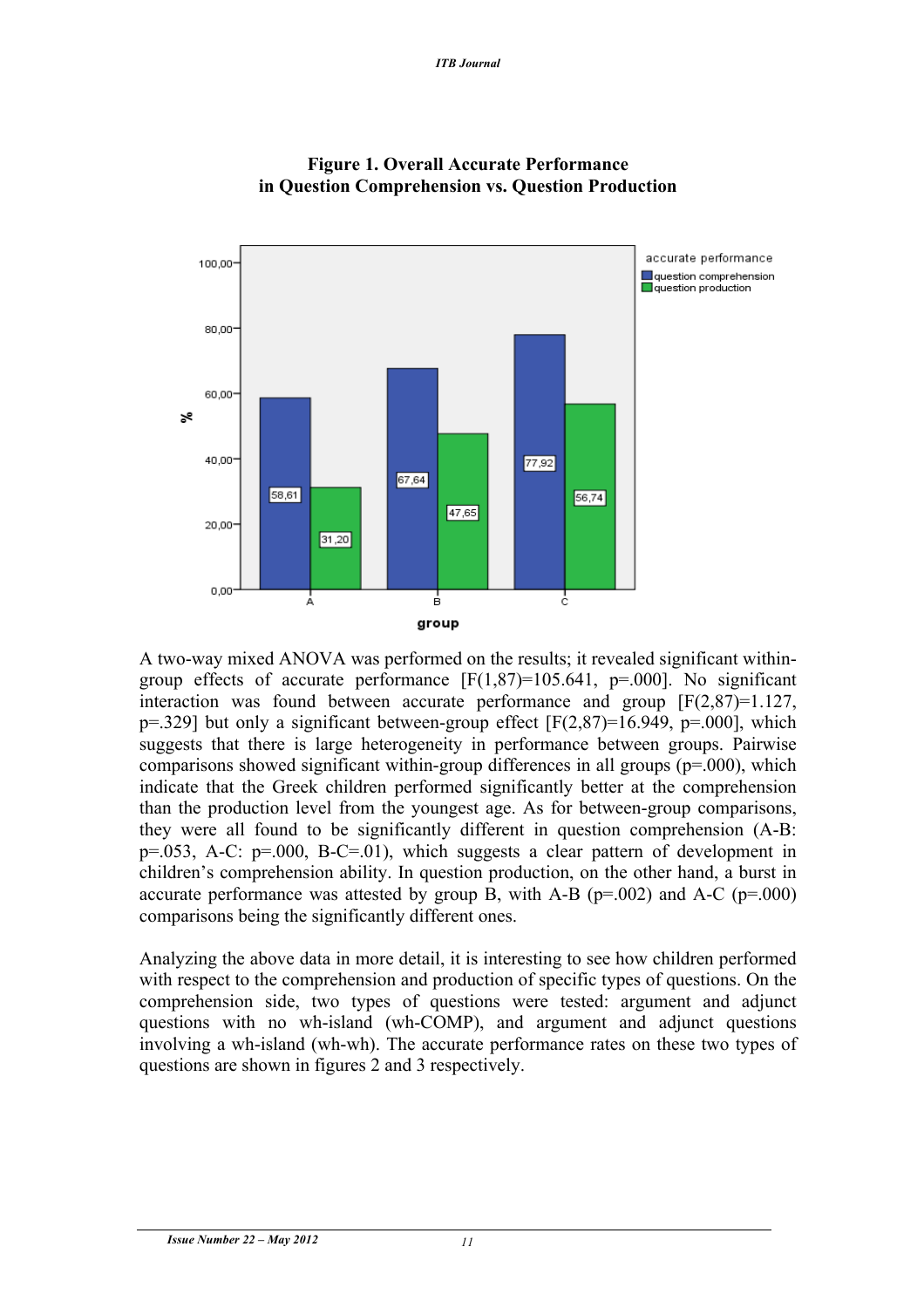**Figure 1. Overall Accurate Performance in Question Comprehension vs. Question Production**

A two-way mixed ANOVA was performed on the results; it revealed significant within-group effects of accurate performance [$F(1,87)=105.641$, $p=.000$]. No significant interaction was found between accurate performance and group [$F(2,87)=1.127$, $p=.329$] but only a significant between-group effect [$F(2,87)=16.949$, $p=.000$], which suggests that there is large heterogeneity in performance between groups. Pairwise comparisons showed significant within-group differences in all groups ($p=.000$), which indicate that the Greek children performed significantly better at the comprehension than the production level from the youngest age. As for between-group comparisons, they were all found to be significantly different in question comprehension (A-B: $p=.053$, A-C: $p=.000$, B-C=.01), which suggests a clear pattern of development in children's comprehension ability. In question production, on the other hand, a burst in accurate performance was attested by group B, with A-B ($p=.002$) and A-C ($p=.000$) comparisons being the significantly different ones.

Analyzing the above data in more detail, it is interesting to see how children performed with respect to the comprehension and production of specific types of questions. On the comprehension side, two types of questions were tested: argument and adjunct questions with no wh-island (wh-COMP), and argument and adjunct questions involving a wh-island (wh-wh). The accurate performance rates on these two types of questions are shown in figures 2 and 3 respectively.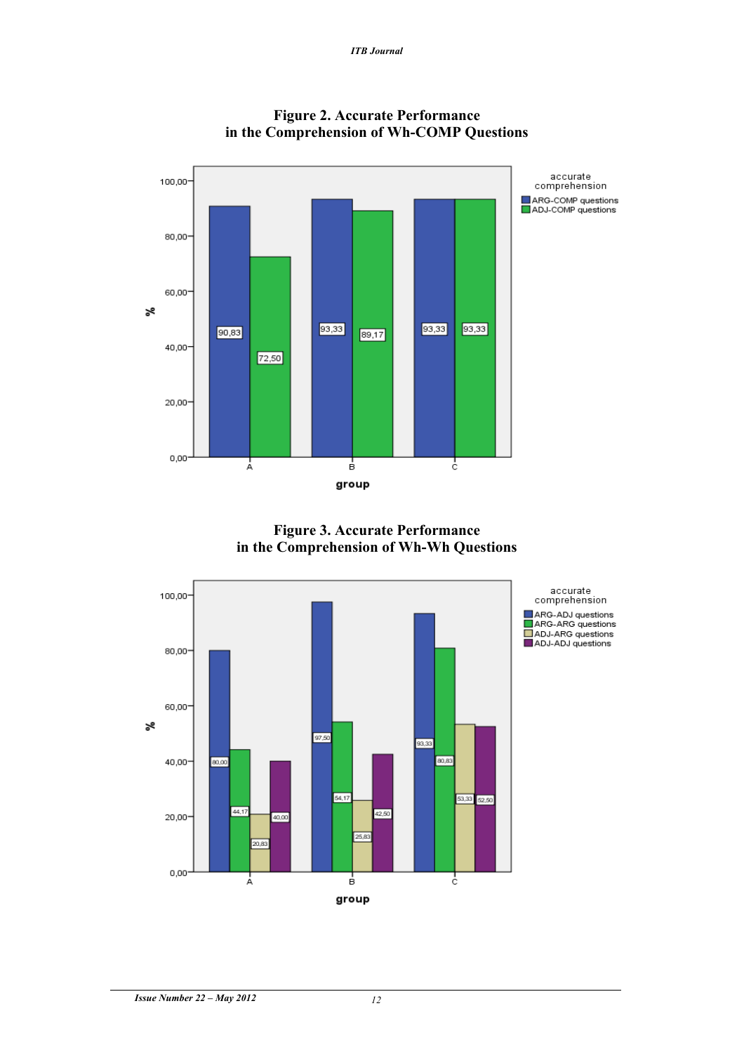**Figure 2. Accurate Performance in the Comprehension of Wh-COMP Questions**

**Figure 3. Accurate Performance in the Comprehension of Wh-Wh Questions**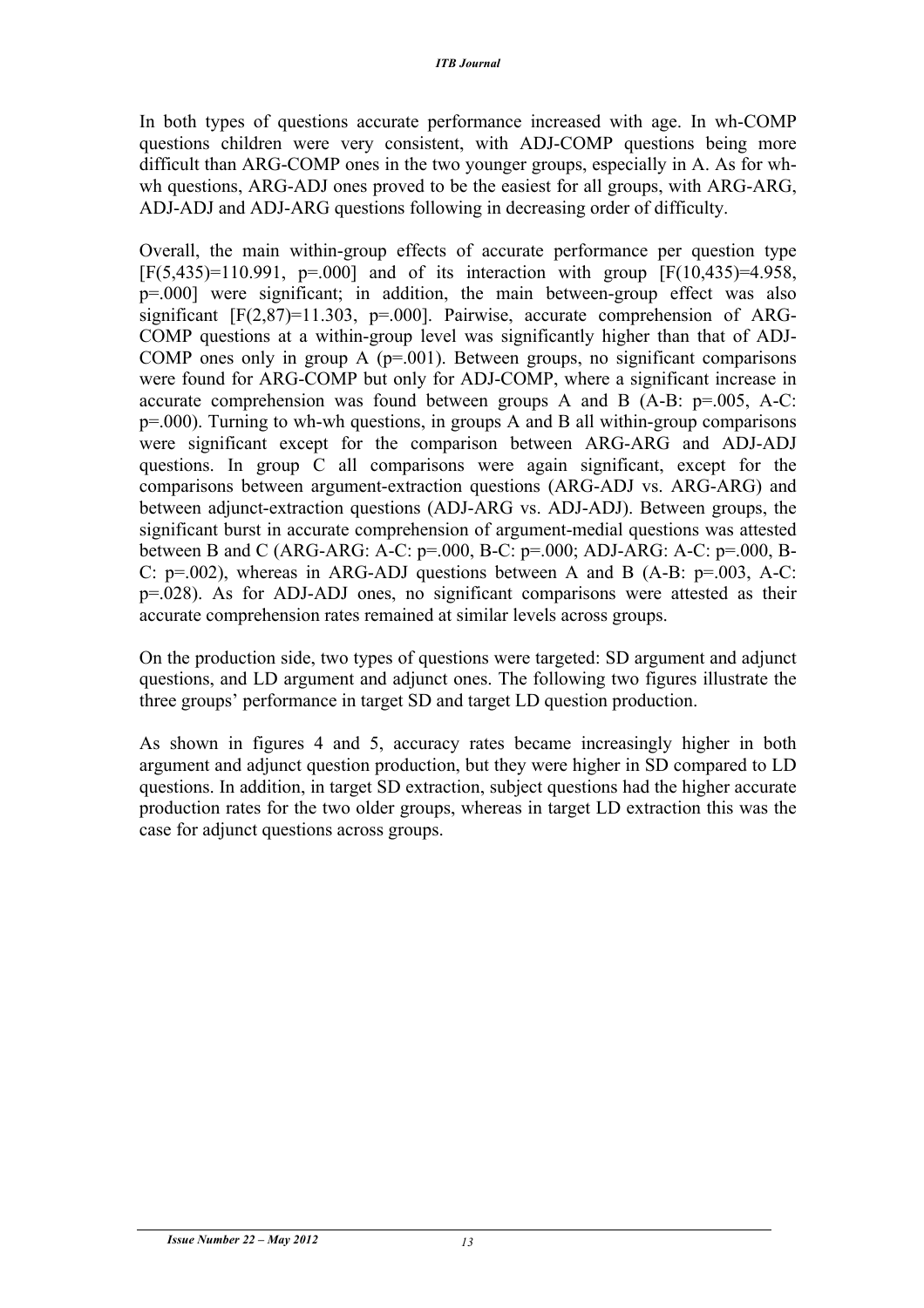In both types of questions accurate performance increased with age. In wh-COMP questions children were very consistent, with ADJ-COMP questions being more difficult than ARG-COMP ones in the two younger groups, especially in A. As for wh-wh questions, ARG-ADJ ones proved to be the easiest for all groups, with ARG-ARG, ADJ-ADJ and ADJ-ARG questions following in decreasing order of difficulty.

Overall, the main within-group effects of accurate performance per question type [$F(5,435)=110.991$, $p=.000$] and of its interaction with group [$F(10,435)=4.958$, $p=.000$] were significant; in addition, the main between-group effect was also significant [$F(2,87)=11.303$, $p=.000$]. Pairwise, accurate comprehension of ARG-COMP questions at a within-group level was significantly higher than that of ADJ-COMP ones only in group A ($p=.001$). Between groups, no significant comparisons were found for ARG-COMP but only for ADJ-COMP, where a significant increase in accurate comprehension was found between groups A and B (A-B: $p=.005$, A-C: $p=.000$). Turning to wh-wh questions, in groups A and B all within-group comparisons were significant except for the comparison between ARG-ARG and ADJ-ADJ questions. In group C all comparisons were again significant, except for the comparisons between argument-extraction questions (ARG-ADJ vs. ARG-ARG) and between adjunct-extraction questions (ADJ-ARG vs. ADJ-ADJ). Between groups, the significant burst in accurate comprehension of argument-medial questions was attested between B and C (ARG-ARG: A-C: $p=.000$, B-C: $p=.000$; ADJ-ARG: A-C: $p=.000$, B-C: $p=.002$), whereas in ARG-ADJ questions between A and B (A-B: $p=.003$, A-C: $p=.028$). As for ADJ-ADJ ones, no significant comparisons were attested as their accurate comprehension rates remained at similar levels across groups.

On the production side, two types of questions were targeted: SD argument and adjunct questions, and LD argument and adjunct ones. The following two figures illustrate the three groups' performance in target SD and target LD question production.

As shown in figures 4 and 5, accuracy rates became increasingly higher in both argument and adjunct question production, but they were higher in SD compared to LD questions. In addition, in target SD extraction, subject questions had the higher accurate production rates for the two older groups, whereas in target LD extraction this was the case for adjunct questions across groups.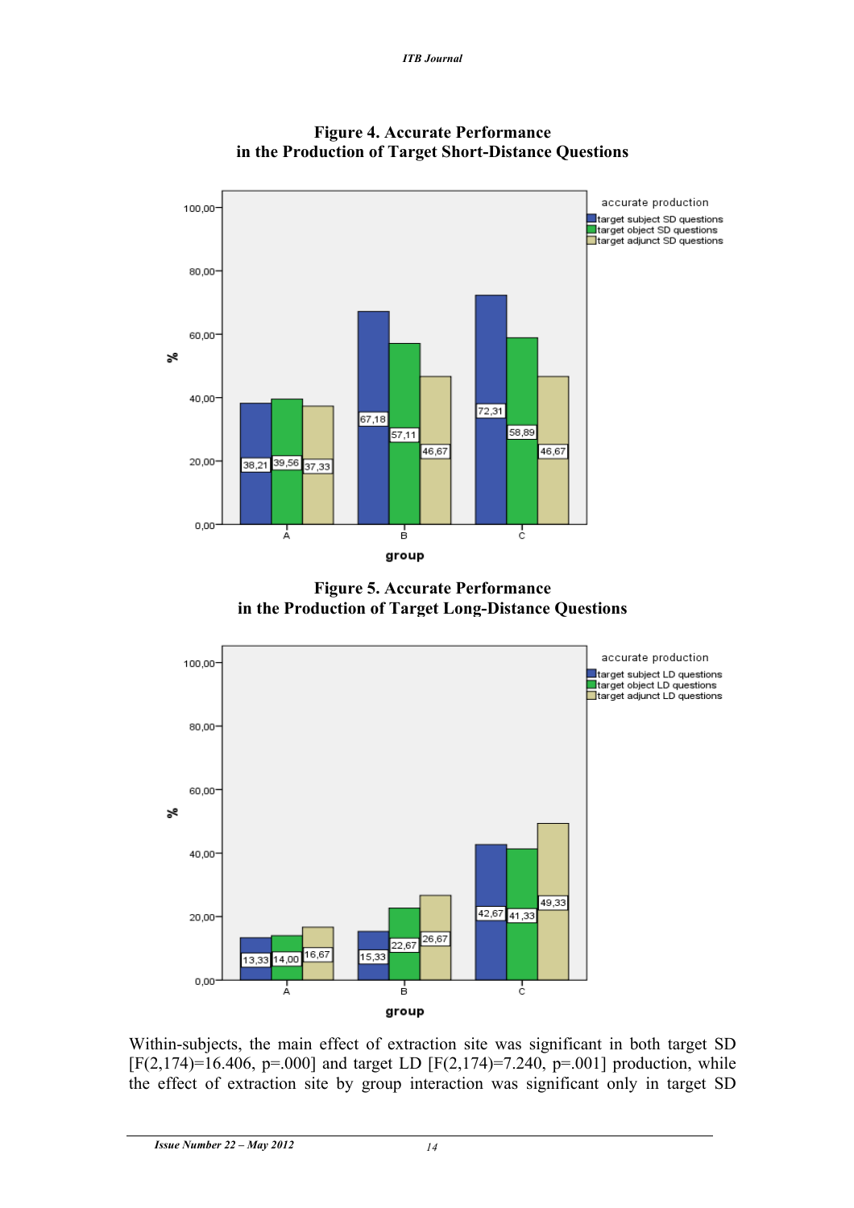**Figure 4. Accurate Performance in the Production of Target Short-Distance Questions**

**Figure 5. Accurate Performance in the Production of Target Long-Distance Questions**

Within-subjects, the main effect of extraction site was significant in both target SD [F(2,174)=16.406, p=.000] and target LD [F(2,174)=7.240, p=.001] production, while the effect of extraction site by group interaction was significant only in target SD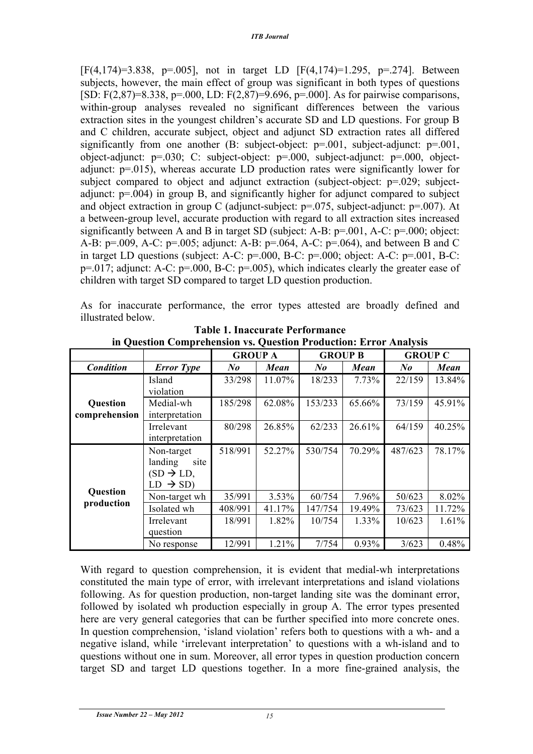$[F(4,174)=3.838, p=.005]$, not in target LD $[F(4,174)=1.295, p=.274]$. Between subjects, however, the main effect of group was significant in both types of questions [SD: $F(2,87)=8.338, p=.000$, LD: $F(2,87)=9.696, p=.000$]. As for pairwise comparisons, within-group analyses revealed no significant differences between the various extraction sites in the youngest children's accurate SD and LD questions. For group B and C children, accurate subject, object and adjunct SD extraction rates all differed significantly from one another (B: subject-object: $p=.001$, subject-adjunct: $p=.001$, object-adjunct: $p=.030$; C: subject-object: $p=.000$, subject-adjunct: $p=.000$, object-adjunct: $p=.015$), whereas accurate LD production rates were significantly lower for subject compared to object and adjunct extraction (subject-object: $p=.029$; subject-adjunct: $p=.004$) in group B, and significantly higher for adjunct compared to subject and object extraction in group C (adjunct-subject: $p=.075$, subject-adjunct: $p=.007$). At a between-group level, accurate production with regard to all extraction sites increased significantly between A and B in target SD (subject: A-B: $p=.001$, A-C: $p=.000$; object: A-B: $p=.009$, A-C: $p=.005$; adjunct: A-B: $p=.064$, A-C: $p=.064$), and between B and C in target LD questions (subject: A-C: $p=.000$, B-C: $p=.000$; object: A-C: $p=.001$, B-C: $p=.017$; adjunct: A-C: $p=.000$, B-C: $p=.005$), which indicates clearly the greater ease of children with target SD compared to target LD question production.

As for inaccurate performance, the error types attested are broadly defined and illustrated below.

**Table 1. Inaccurate Performance in Question Comprehension vs. Question Production: Error Analysis**

| | | GROUP A | | GROUP B | | GROUP C | |
|---|---|---|---|---|---|---|---|
| ***Condition*** | ***Error Type*** | ***No*** | ***Mean*** | ***No*** | ***Mean*** | ***No*** | ***Mean*** |
| **Question comprehension** | Island violation | 33/298 | 11.07% | 18/233 | 7.73% | 22/159 | 13.84% |
| | Medial-wh interpretation | 185/298 | 62.08% | 153/233 | 65.66% | 73/159 | 45.91% |
| | Irrelevant interpretation | 80/298 | 26.85% | 62/233 | 26.61% | 64/159 | 40.25% |
| **Question production** | Non-target landing site (SD → LD, LD → SD) | 518/991 | 52.27% | 530/754 | 70.29% | 487/623 | 78.17% |
| | Non-target wh | 35/991 | 3.53% | 60/754 | 7.96% | 50/623 | 8.02% |
| | Isolated wh | 408/991 | 41.17% | 147/754 | 19.49% | 73/623 | 11.72% |
| | Irrelevant question | 18/991 | 1.82% | 10/754 | 1.33% | 10/623 | 1.61% |
| | No response | 12/991 | 1.21% | 7/754 | 0.93% | 3/623 | 0.48% |

With regard to question comprehension, it is evident that medial-wh interpretations constituted the main type of error, with irrelevant interpretations and island violations following. As for question production, non-target landing site was the dominant error, followed by isolated wh production especially in group A. The error types presented here are very general categories that can be further specified into more concrete ones. In question comprehension, 'island violation' refers both to questions with a wh- and a negative island, while 'irrelevant interpretation' to questions with a wh-island and to questions without one in sum. Moreover, all error types in question production concern target SD and target LD questions together. In a more fine-grained analysis, the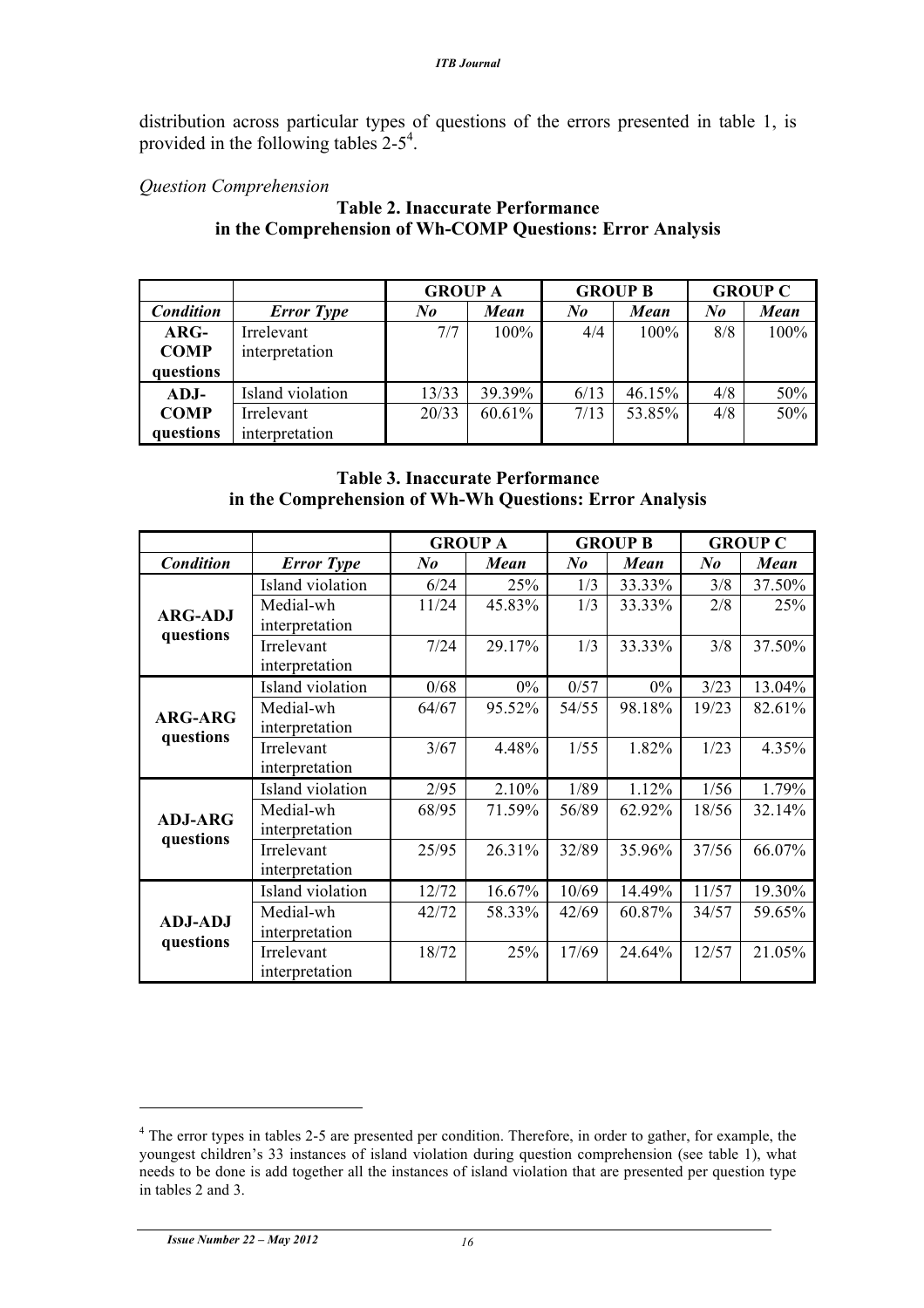distribution across particular types of questions of the errors presented in table 1, is provided in the following tables 2-5[4].

*Question Comprehension*

**Table 2. Inaccurate Performance in the Comprehension of Wh-COMP Questions: Error Analysis**

| | | GROUP A | | GROUP B | | GROUP C | |
|---|---|---|---|---|---|---|---|
| ***Condition*** | ***Error Type*** | ***No*** | ***Mean*** | ***No*** | ***Mean*** | ***No*** | ***Mean*** |
| **ARG-COMP questions** | Irrelevant interpretation | 7/7 | 100% | 4/4 | 100% | 8/8 | 100% |
| **ADJ-COMP questions** | Island violation | 13/33 | 39.39% | 6/13 | 46.15% | 4/8 | 50% |
| | Irrelevant interpretation | 20/33 | 60.61% | 7/13 | 53.85% | 4/8 | 50% |

**Table 3. Inaccurate Performance in the Comprehension of Wh-Wh Questions: Error Analysis**

| | | GROUP A | | GROUP B | | GROUP C | |
|---|---|---|---|---|---|---|---|
| ***Condition*** | ***Error Type*** | ***No*** | ***Mean*** | ***No*** | ***Mean*** | ***No*** | ***Mean*** |
| **ARG-ADJ questions** | Island violation | 6/24 | 25% | 1/3 | 33.33% | 3/8 | 37.50% |
| | Medial-wh interpretation | 11/24 | 45.83% | 1/3 | 33.33% | 2/8 | 25% |
| | Irrelevant interpretation | 7/24 | 29.17% | 1/3 | 33.33% | 3/8 | 37.50% |
| **ARG-ARG questions** | Island violation | 0/68 | 0% | 0/57 | 0% | 3/23 | 13.04% |
| | Medial-wh interpretation | 64/67 | 95.52% | 54/55 | 98.18% | 19/23 | 82.61% |
| | Irrelevant interpretation | 3/67 | 4.48% | 1/55 | 1.82% | 1/23 | 4.35% |
| **ADJ-ARG questions** | Island violation | 2/95 | 2.10% | 1/89 | 1.12% | 1/56 | 1.79% |
| | Medial-wh interpretation | 68/95 | 71.59% | 56/89 | 62.92% | 18/56 | 32.14% |
| | Irrelevant interpretation | 25/95 | 26.31% | 32/89 | 35.96% | 37/56 | 66.07% |
| **ADJ-ADJ questions** | Island violation | 12/72 | 16.67% | 10/69 | 14.49% | 11/57 | 19.30% |
| | Medial-wh interpretation | 42/72 | 58.33% | 42/69 | 60.87% | 34/57 | 59.65% |
| | Irrelevant interpretation | 18/72 | 25% | 17/69 | 24.64% | 12/57 | 21.05% |

[4] The error types in tables 2-5 are presented per condition. Therefore, in order to gather, for example, the youngest children's 33 instances of island violation during question comprehension (see table 1), what needs to be done is add together all the instances of island violation that are presented per question type in tables 2 and 3.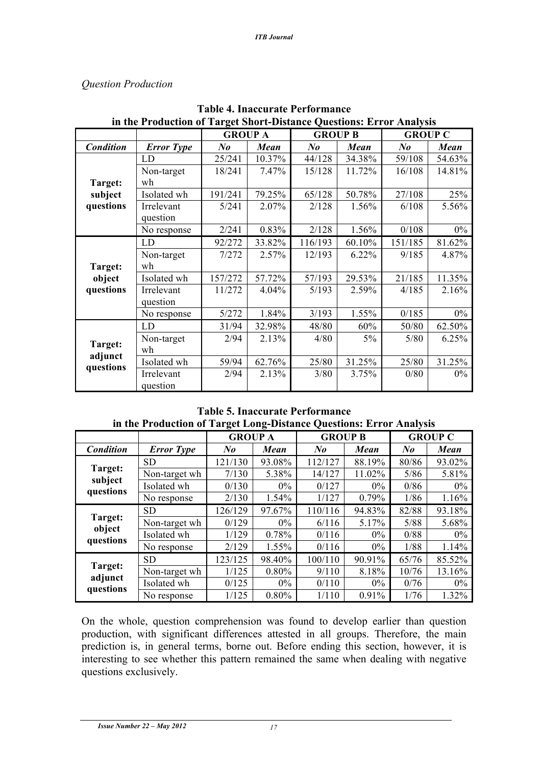*Question Production*

**Table 4. Inaccurate Performance in the Production of Target Short-Distance Questions: Error Analysis**

| | | GROUP A | | GROUP B | | GROUP C | |
|---|---|---|---|---|---|---|---|
| ***Condition*** | ***Error Type*** | ***No*** | ***Mean*** | ***No*** | ***Mean*** | ***No*** | ***Mean*** |
| **Target: subject questions** | LD | 25/241 | 10.37% | 44/128 | 34.38% | 59/108 | 54.63% |
| | Non-target wh | 18/241 | 7.47% | 15/128 | 11.72% | 16/108 | 14.81% |
| | Isolated wh | 191/241 | 79.25% | 65/128 | 50.78% | 27/108 | 25% |
| | Irrelevant question | 5/241 | 2.07% | 2/128 | 1.56% | 6/108 | 5.56% |
| | No response | 2/241 | 0.83% | 2/128 | 1.56% | 0/108 | 0% |
| **Target: object questions** | LD | 92/272 | 33.82% | 116/193 | 60.10% | 151/185 | 81.62% |
| | Non-target wh | 7/272 | 2.57% | 12/193 | 6.22% | 9/185 | 4.87% |
| | Isolated wh | 157/272 | 57.72% | 57/193 | 29.53% | 21/185 | 11.35% |
| | Irrelevant question | 11/272 | 4.04% | 5/193 | 2.59% | 4/185 | 2.16% |
| | No response | 5/272 | 1.84% | 3/193 | 1.55% | 0/185 | 0% |
| **Target: adjunct questions** | LD | 31/94 | 32.98% | 48/80 | 60% | 50/80 | 62.50% |
| | Non-target wh | 2/94 | 2.13% | 4/80 | 5% | 5/80 | 6.25% |
| | Isolated wh | 59/94 | 62.76% | 25/80 | 31.25% | 25/80 | 31.25% |
| | Irrelevant question | 2/94 | 2.13% | 3/80 | 3.75% | 0/80 | 0% |

**Table 5. Inaccurate Performance in the Production of Target Long-Distance Questions: Error Analysis**

| | | GROUP A | | GROUP B | | GROUP C | |
|---|---|---|---|---|---|---|---|
| ***Condition*** | ***Error Type*** | ***No*** | ***Mean*** | ***No*** | ***Mean*** | ***No*** | ***Mean*** |
| **Target: subject questions** | SD | 121/130 | 93.08% | 112/127 | 88.19% | 80/86 | 93.02% |
| | Non-target wh | 7/130 | 5.38% | 14/127 | 11.02% | 5/86 | 5.81% |
| | Isolated wh | 0/130 | 0% | 0/127 | 0% | 0/86 | 0% |
| | No response | 2/130 | 1.54% | 1/127 | 0.79% | 1/86 | 1.16% |
| **Target: object questions** | SD | 126/129 | 97.67% | 110/116 | 94.83% | 82/88 | 93.18% |
| | Non-target wh | 0/129 | 0% | 6/116 | 5.17% | 5/88 | 5.68% |
| | Isolated wh | 1/129 | 0.78% | 0/116 | 0% | 0/88 | 0% |
| | No response | 2/129 | 1.55% | 0/116 | 0% | 1/88 | 1.14% |
| **Target: adjunct questions** | SD | 123/125 | 98.40% | 100/110 | 90.91% | 65/76 | 85.52% |
| | Non-target wh | 1/125 | 0.80% | 9/110 | 8.18% | 10/76 | 13.16% |
| | Isolated wh | 0/125 | 0% | 0/110 | 0% | 0/76 | 0% |
| | No response | 1/125 | 0.80% | 1/110 | 0.91% | 1/76 | 1.32% |

On the whole, question comprehension was found to develop earlier than question production, with significant differences attested in all groups. Therefore, the main prediction is, in general terms, borne out. Before ending this section, however, it is interesting to see whether this pattern remained the same when dealing with negative questions exclusively.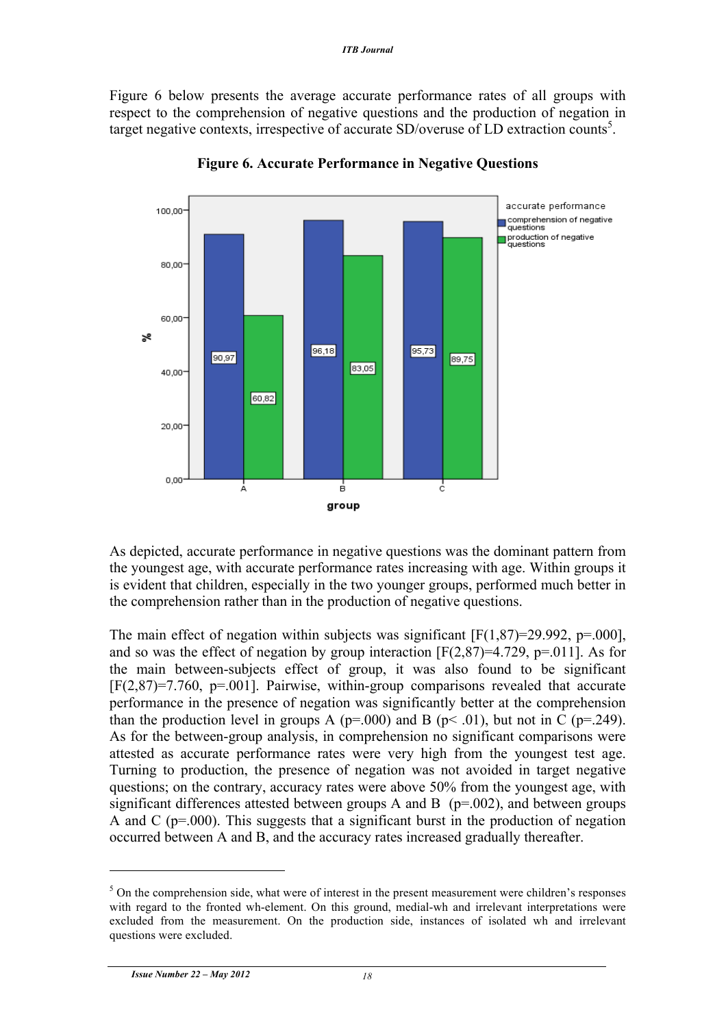Figure 6 below presents the average accurate performance rates of all groups with respect to the comprehension of negative questions and the production of negation in target negative contexts, irrespective of accurate SD/overuse of LD extraction counts[5].

**Figure 6. Accurate Performance in Negative Questions**

As depicted, accurate performance in negative questions was the dominant pattern from the youngest age, with accurate performance rates increasing with age. Within groups it is evident that children, especially in the two younger groups, performed much better in the comprehension rather than in the production of negative questions.

The main effect of negation within subjects was significant [$F(1,87)=29.992$, $p=.000$], and so was the effect of negation by group interaction [$F(2,87)=4.729$, $p=.011$]. As for the main between-subjects effect of group, it was also found to be significant [$F(2,87)=7.760$, $p=.001$]. Pairwise, within-group comparisons revealed that accurate performance in the presence of negation was significantly better at the comprehension than the production level in groups A ($p=.000$) and B ($p< .01$), but not in C ($p=.249$). As for the between-group analysis, in comprehension no significant comparisons were attested as accurate performance rates were very high from the youngest test age. Turning to production, the presence of negation was not avoided in target negative questions; on the contrary, accuracy rates were above 50% from the youngest age, with significant differences attested between groups A and B ($p=.002$), and between groups A and C ($p=.000$). This suggests that a significant burst in the production of negation occurred between A and B, and the accuracy rates increased gradually thereafter.

---

[5] On the comprehension side, what were of interest in the present measurement were children's responses with regard to the fronted wh-element. On this ground, medial-wh and irrelevant interpretations were excluded from the measurement. On the production side, instances of isolated wh and irrelevant questions were excluded.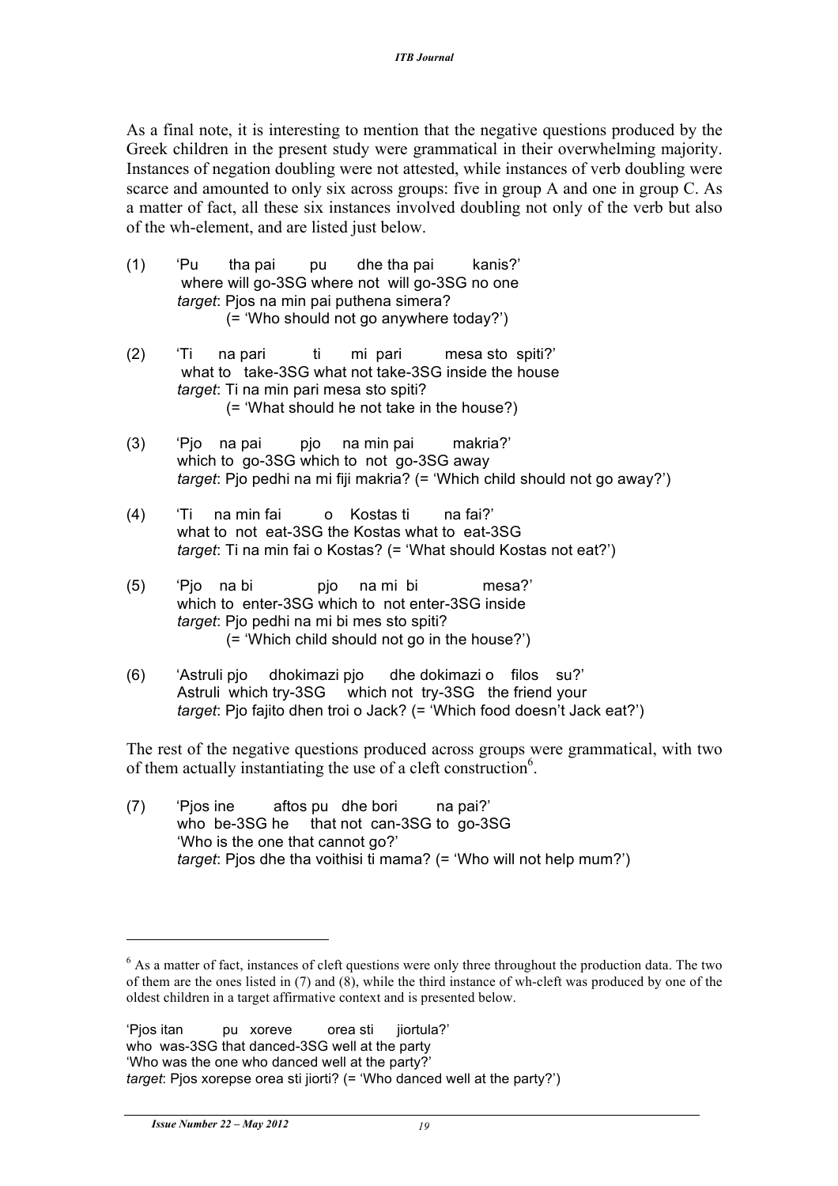As a final note, it is interesting to mention that the negative questions produced by the Greek children in the present study were grammatical in their overwhelming majority. Instances of negation doubling were not attested, while instances of verb doubling were scarce and amounted to only six across groups: five in group A and one in group C. As a matter of fact, all these six instances involved doubling not only of the verb but also of the wh-element, and are listed just below.

(1) 'Pu tha pai pu dhe tha pai kanis?'
where will go-3SG where not will go-3SG no one
*target*: Pjos na min pai puthena simera?
(= 'Who should not go anywhere today?')

(2) 'Ti na pari ti mi pari mesa sto spiti?'
what to take-3SG what not take-3SG inside the house
*target*: Ti na min pari mesa sto spiti?
(= 'What should he not take in the house?)

(3) 'Pjo na pai pjo na min pai makria?'
which to go-3SG which to not go-3SG away
*target*: Pjo pedhi na mi fiji makria? (= 'Which child should not go away?')

(4) 'Ti na min fai o Kostas ti na fai?'
what to not eat-3SG the Kostas what to eat-3SG
*target*: Ti na min fai o Kostas? (= 'What should Kostas not eat?')

(5) 'Pjo na bi pjo na mi bi mesa?'
which to enter-3SG which to not enter-3SG inside
*target*: Pjo pedhi na mi bi mes sto spiti?
(= 'Which child should not go in the house?')

(6) 'Astruli pjo dhokimazi pjo dhe dokimazi o filos su?'
Astruli which try-3SG which not try-3SG the friend your
*target*: Pjo fajito dhen troi o Jack? (= 'Which food doesn't Jack eat?')

The rest of the negative questions produced across groups were grammatical, with two of them actually instantiating the use of a cleft construction[6].

(7) 'Pjos ine aftos pu dhe bori na pai?'
who be-3SG he that not can-3SG to go-3SG
'Who is the one that cannot go?'
*target*: Pjos dhe tha voithisi ti mama? (= 'Who will not help mum?')

---

[6] As a matter of fact, instances of cleft questions were only three throughout the production data. The two of them are the ones listed in (7) and (8), while the third instance of wh-cleft was produced by one of the oldest children in a target affirmative context and is presented below.

'Pjos itan pu xoreve orea sti jiortula?'
who was-3SG that danced-3SG well at the party
'Who was the one who danced well at the party?'
*target*: Pjos xorepse orea sti jiorti? (= 'Who danced well at the party?')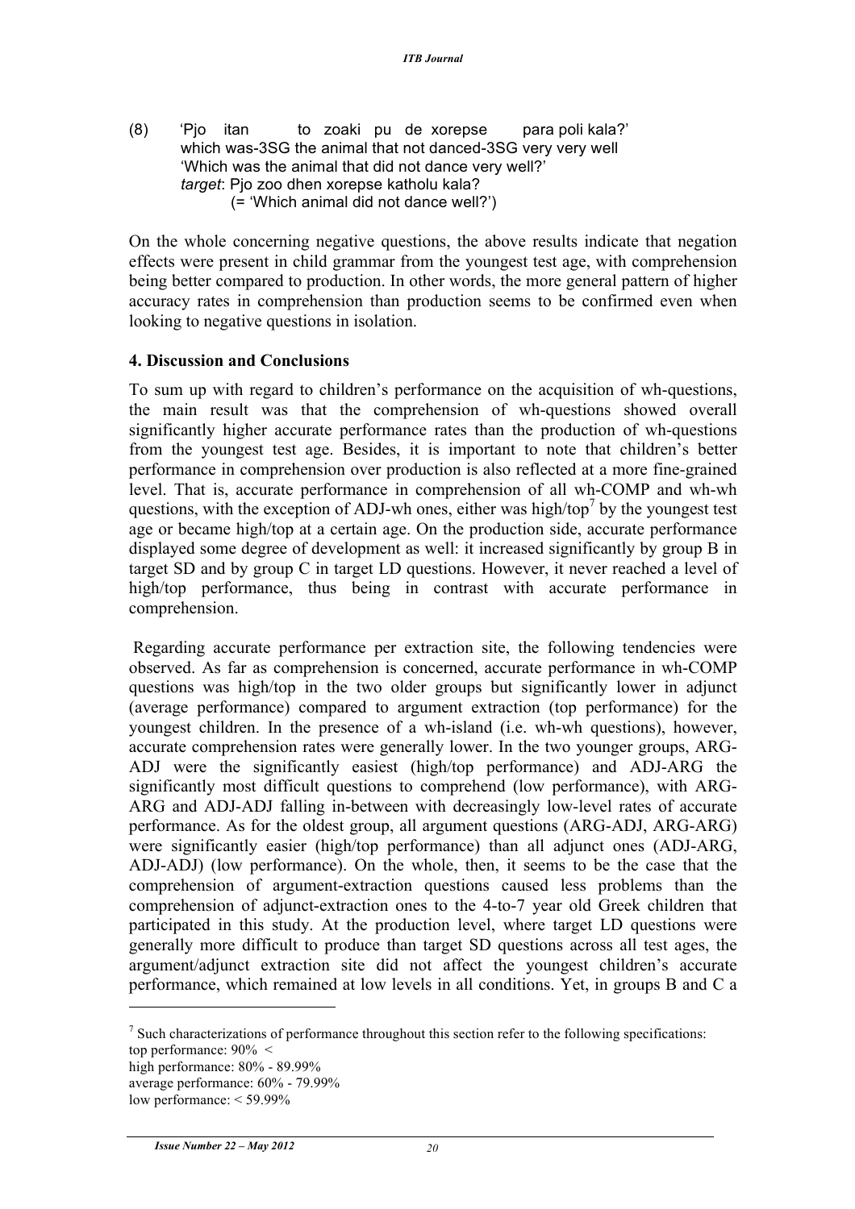(8) 'Pjo itan to zoaki pu de xorepse para poli kala?'
which was-3SG the animal that not danced-3SG very very well
'Which was the animal that did not dance very well?'
*target*: Pjo zoo dhen xorepse katholu kala?
(= 'Which animal did not dance well?')

On the whole concerning negative questions, the above results indicate that negation effects were present in child grammar from the youngest test age, with comprehension being better compared to production. In other words, the more general pattern of higher accuracy rates in comprehension than production seems to be confirmed even when looking to negative questions in isolation.

## 4. Discussion and Conclusions

To sum up with regard to children's performance on the acquisition of wh-questions, the main result was that the comprehension of wh-questions showed overall significantly higher accurate performance rates than the production of wh-questions from the youngest test age. Besides, it is important to note that children's better performance in comprehension over production is also reflected at a more fine-grained level. That is, accurate performance in comprehension of all wh-COMP and wh-wh questions, with the exception of ADJ-wh ones, either was high/top[7] by the youngest test age or became high/top at a certain age. On the production side, accurate performance displayed some degree of development as well: it increased significantly by group B in target SD and by group C in target LD questions. However, it never reached a level of high/top performance, thus being in contrast with accurate performance in comprehension.

Regarding accurate performance per extraction site, the following tendencies were observed. As far as comprehension is concerned, accurate performance in wh-COMP questions was high/top in the two older groups but significantly lower in adjunct (average performance) compared to argument extraction (top performance) for the youngest children. In the presence of a wh-island (i.e. wh-wh questions), however, accurate comprehension rates were generally lower. In the two younger groups, ARG-ADJ were the significantly easiest (high/top performance) and ADJ-ARG the significantly most difficult questions to comprehend (low performance), with ARG-ARG and ADJ-ADJ falling in-between with decreasingly low-level rates of accurate performance. As for the oldest group, all argument questions (ARG-ADJ, ARG-ARG) were significantly easier (high/top performance) than all adjunct ones (ADJ-ARG, ADJ-ADJ) (low performance). On the whole, then, it seems to be the case that the comprehension of argument-extraction questions caused less problems than the comprehension of adjunct-extraction ones to the 4-to-7 year old Greek children that participated in this study. At the production level, where target LD questions were generally more difficult to produce than target SD questions across all test ages, the argument/adjunct extraction site did not affect the youngest children's accurate performance, which remained at low levels in all conditions. Yet, in groups B and C a

[7] Such characterizations of performance throughout this section refer to the following specifications:
top performance: 90% <
high performance: 80% - 89.99%
average performance: 60% - 79.99%
low performance: < 59.99%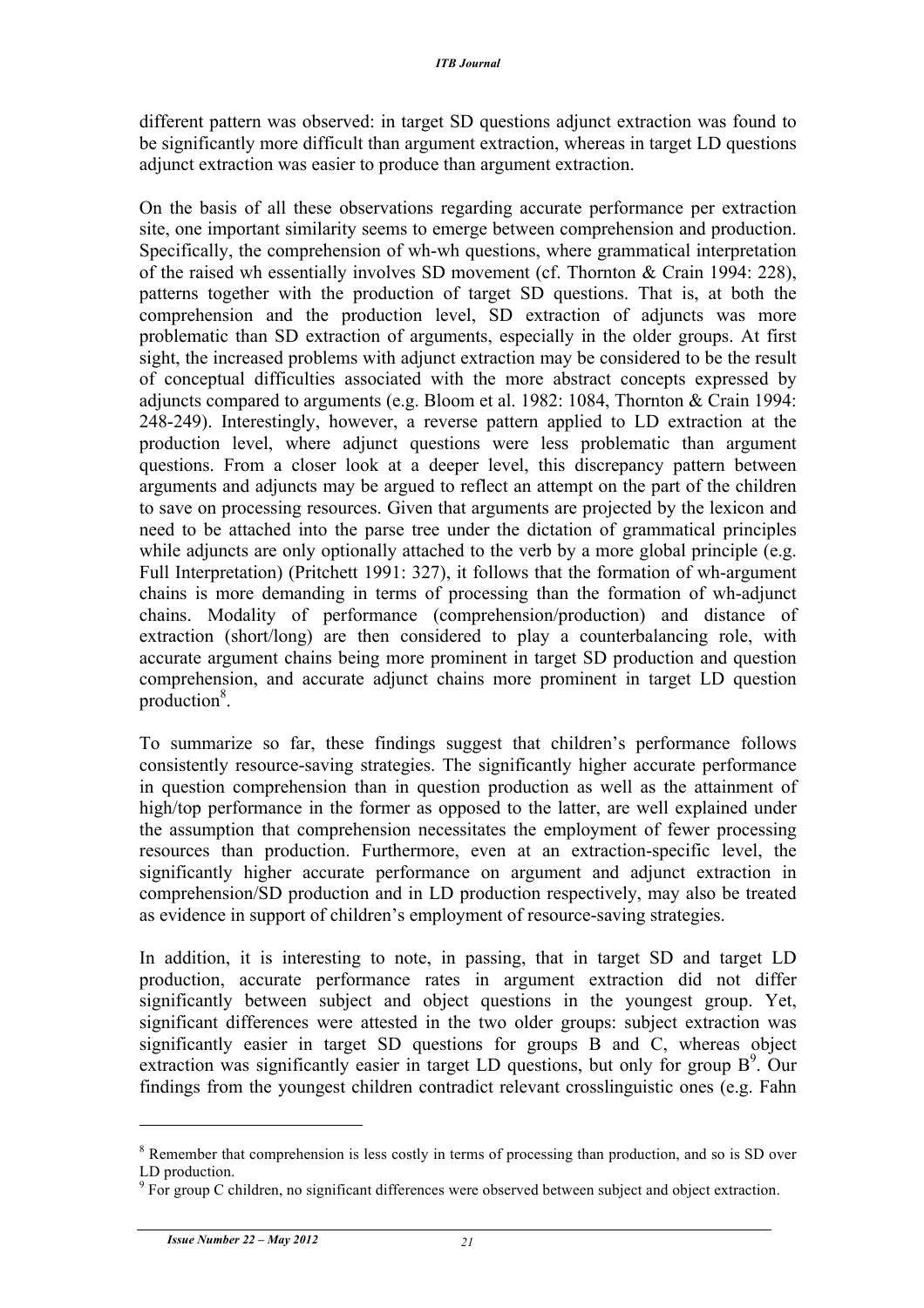different pattern was observed: in target SD questions adjunct extraction was found to be significantly more difficult than argument extraction, whereas in target LD questions adjunct extraction was easier to produce than argument extraction.

On the basis of all these observations regarding accurate performance per extraction site, one important similarity seems to emerge between comprehension and production. Specifically, the comprehension of wh-wh questions, where grammatical interpretation of the raised wh essentially involves SD movement (cf. Thornton & Crain 1994: 228), patterns together with the production of target SD questions. That is, at both the comprehension and the production level, SD extraction of adjuncts was more problematic than SD extraction of arguments, especially in the older groups. At first sight, the increased problems with adjunct extraction may be considered to be the result of conceptual difficulties associated with the more abstract concepts expressed by adjuncts compared to arguments (e.g. Bloom et al. 1982: 1084, Thornton & Crain 1994: 248-249). Interestingly, however, a reverse pattern applied to LD extraction at the production level, where adjunct questions were less problematic than argument questions. From a closer look at a deeper level, this discrepancy pattern between arguments and adjuncts may be argued to reflect an attempt on the part of the children to save on processing resources. Given that arguments are projected by the lexicon and need to be attached into the parse tree under the dictation of grammatical principles while adjuncts are only optionally attached to the verb by a more global principle (e.g. Full Interpretation) (Pritchett 1991: 327), it follows that the formation of wh-argument chains is more demanding in terms of processing than the formation of wh-adjunct chains. Modality of performance (comprehension/production) and distance of extraction (short/long) are then considered to play a counterbalancing role, with accurate argument chains being more prominent in target SD production and question comprehension, and accurate adjunct chains more prominent in target LD question production[8].

To summarize so far, these findings suggest that children's performance follows consistently resource-saving strategies. The significantly higher accurate performance in question comprehension than in question production as well as the attainment of high/top performance in the former as opposed to the latter, are well explained under the assumption that comprehension necessitates the employment of fewer processing resources than production. Furthermore, even at an extraction-specific level, the significantly higher accurate performance on argument and adjunct extraction in comprehension/SD production and in LD production respectively, may also be treated as evidence in support of children's employment of resource-saving strategies.

In addition, it is interesting to note, in passing, that in target SD and target LD production, accurate performance rates in argument extraction did not differ significantly between subject and object questions in the youngest group. Yet, significant differences were attested in the two older groups: subject extraction was significantly easier in target SD questions for groups B and C, whereas object extraction was significantly easier in target LD questions, but only for group B[9]. Our findings from the youngest children contradict relevant crosslinguistic ones (e.g. Fahn

---

[8] Remember that comprehension is less costly in terms of processing than production, and so is SD over LD production.

[9] For group C children, no significant differences were observed between subject and object extraction.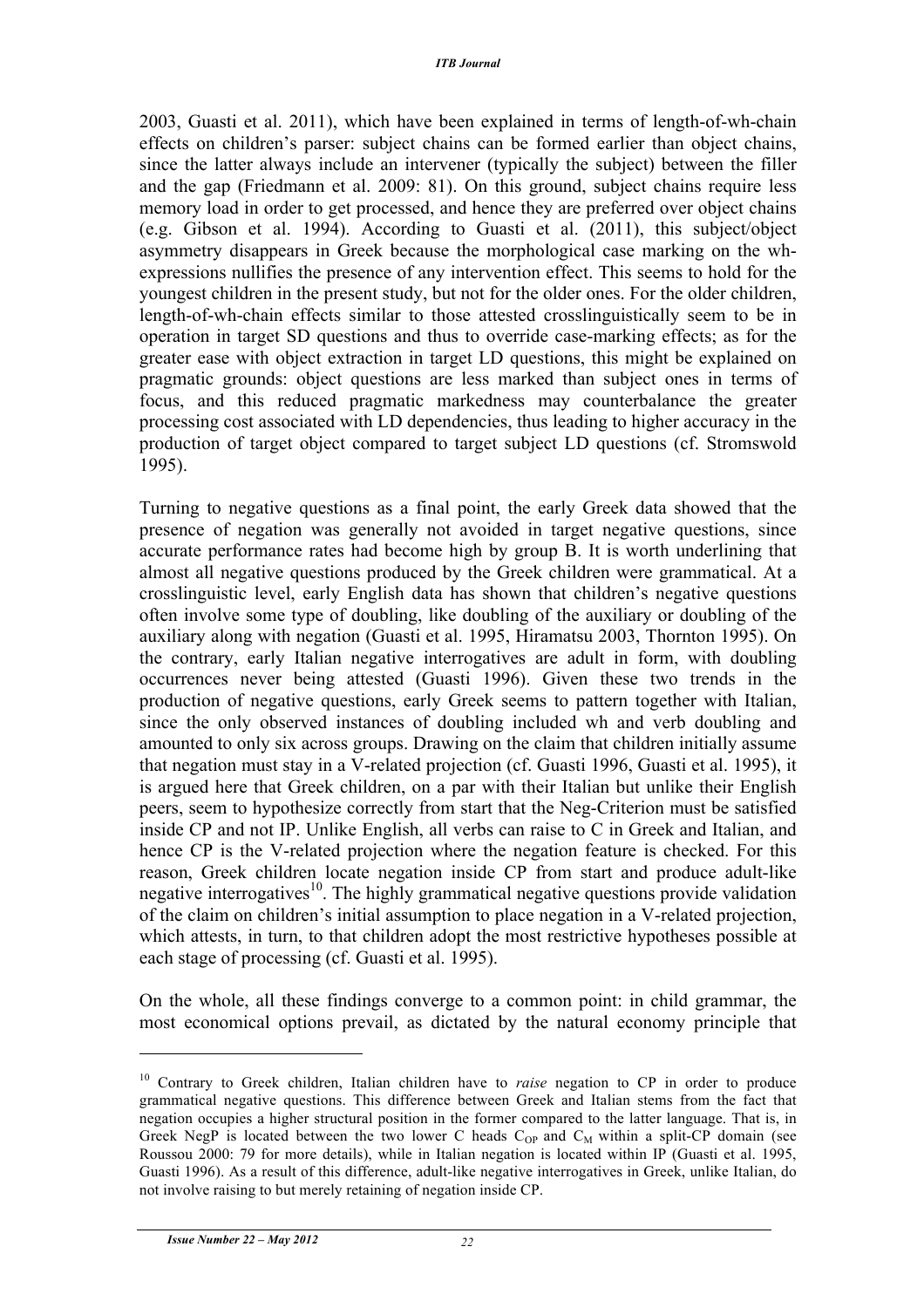2003, Guasti et al. 2011), which have been explained in terms of length-of-wh-chain effects on children's parser: subject chains can be formed earlier than object chains, since the latter always include an intervener (typically the subject) between the filler and the gap (Friedmann et al. 2009: 81). On this ground, subject chains require less memory load in order to get processed, and hence they are preferred over object chains (e.g. Gibson et al. 1994). According to Guasti et al. (2011), this subject/object asymmetry disappears in Greek because the morphological case marking on the wh-expressions nullifies the presence of any intervention effect. This seems to hold for the youngest children in the present study, but not for the older ones. For the older children, length-of-wh-chain effects similar to those attested crosslinguistically seem to be in operation in target SD questions and thus to override case-marking effects; as for the greater ease with object extraction in target LD questions, this might be explained on pragmatic grounds: object questions are less marked than subject ones in terms of focus, and this reduced pragmatic markedness may counterbalance the greater processing cost associated with LD dependencies, thus leading to higher accuracy in the production of target object compared to target subject LD questions (cf. Stromswold 1995).

Turning to negative questions as a final point, the early Greek data showed that the presence of negation was generally not avoided in target negative questions, since accurate performance rates had become high by group B. It is worth underlining that almost all negative questions produced by the Greek children were grammatical. At a crosslinguistic level, early English data has shown that children's negative questions often involve some type of doubling, like doubling of the auxiliary or doubling of the auxiliary along with negation (Guasti et al. 1995, Hiramatsu 2003, Thornton 1995). On the contrary, early Italian negative interrogatives are adult in form, with doubling occurrences never being attested (Guasti 1996). Given these two trends in the production of negative questions, early Greek seems to pattern together with Italian, since the only observed instances of doubling included wh and verb doubling and amounted to only six across groups. Drawing on the claim that children initially assume that negation must stay in a V-related projection (cf. Guasti 1996, Guasti et al. 1995), it is argued here that Greek children, on a par with their Italian but unlike their English peers, seem to hypothesize correctly from start that the Neg-Criterion must be satisfied inside CP and not IP. Unlike English, all verbs can raise to C in Greek and Italian, and hence CP is the V-related projection where the negation feature is checked. For this reason, Greek children locate negation inside CP from start and produce adult-like negative interrogatives[10]. The highly grammatical negative questions provide validation of the claim on children's initial assumption to place negation in a V-related projection, which attests, in turn, to that children adopt the most restrictive hypotheses possible at each stage of processing (cf. Guasti et al. 1995).

On the whole, all these findings converge to a common point: in child grammar, the most economical options prevail, as dictated by the natural economy principle that

---

[10] Contrary to Greek children, Italian children have to *raise* negation to CP in order to produce grammatical negative questions. This difference between Greek and Italian stems from the fact that negation occupies a higher structural position in the former compared to the latter language. That is, in Greek NegP is located between the two lower C heads $C_{OP}$ and $C_M$ within a split-CP domain (see Roussou 2000: 79 for more details), while in Italian negation is located within IP (Guasti et al. 1995, Guasti 1996). As a result of this difference, adult-like negative interrogatives in Greek, unlike Italian, do not involve raising to but merely retaining of negation inside CP.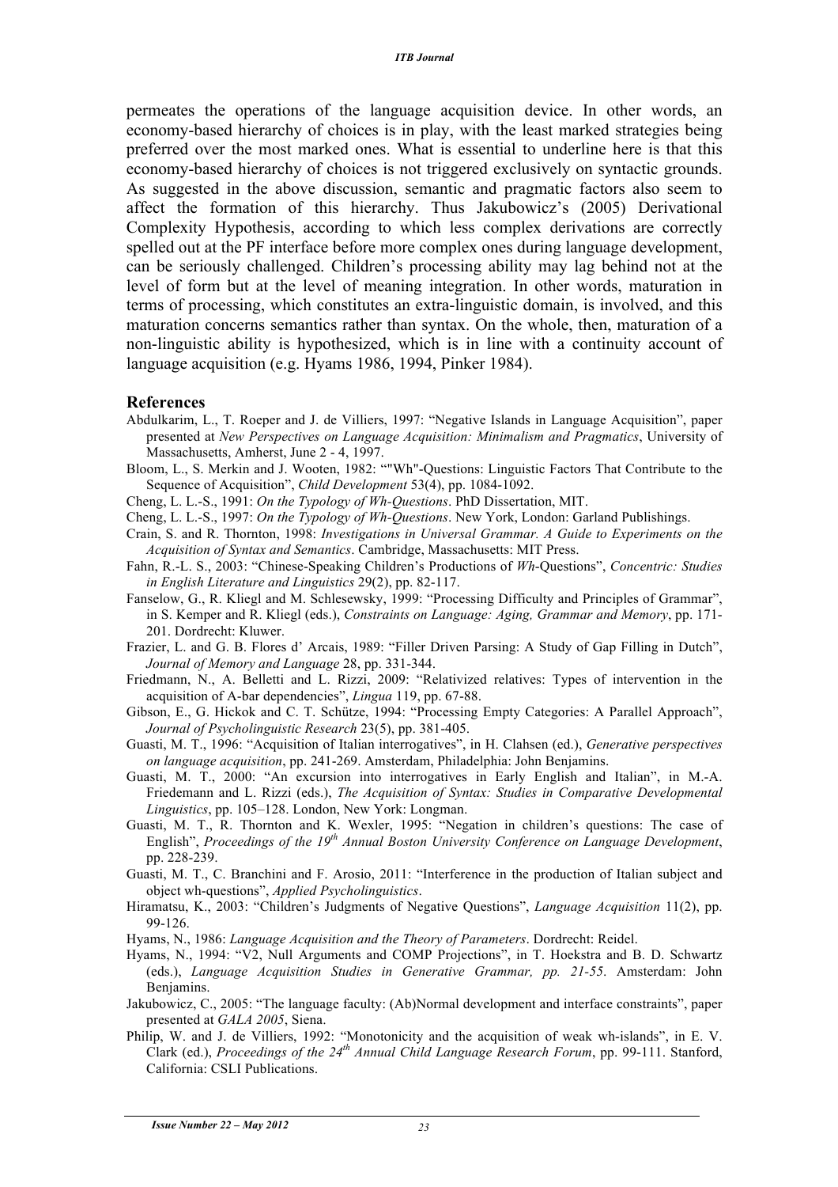permeates the operations of the language acquisition device. In other words, an economy-based hierarchy of choices is in play, with the least marked strategies being preferred over the most marked ones. What is essential to underline here is that this economy-based hierarchy of choices is not triggered exclusively on syntactic grounds. As suggested in the above discussion, semantic and pragmatic factors also seem to affect the formation of this hierarchy. Thus Jakubowicz's (2005) Derivational Complexity Hypothesis, according to which less complex derivations are correctly spelled out at the PF interface before more complex ones during language development, can be seriously challenged. Children's processing ability may lag behind not at the level of form but at the level of meaning integration. In other words, maturation in terms of processing, which constitutes an extra-linguistic domain, is involved, and this maturation concerns semantics rather than syntax. On the whole, then, maturation of a non-linguistic ability is hypothesized, which is in line with a continuity account of language acquisition (e.g. Hyams 1986, 1994, Pinker 1984).

## References

Abdulkarim, L., T. Roeper and J. de Villiers, 1997: "Negative Islands in Language Acquisition", paper presented at *New Perspectives on Language Acquisition: Minimalism and Pragmatics*, University of Massachusetts, Amherst, June 2 - 4, 1997.

Bloom, L., S. Merkin and J. Wooten, 1982: ""Wh"-Questions: Linguistic Factors That Contribute to the Sequence of Acquisition", *Child Development* 53(4), pp. 1084-1092.

Cheng, L. L.-S., 1991: *On the Typology of Wh-Questions*. PhD Dissertation, MIT.

Cheng, L. L.-S., 1997: *On the Typology of Wh-Questions*. New York, London: Garland Publishings.

Crain, S. and R. Thornton, 1998: *Investigations in Universal Grammar. A Guide to Experiments on the Acquisition of Syntax and Semantics*. Cambridge, Massachusetts: MIT Press.

Fahn, R.-L. S., 2003: "Chinese-Speaking Children's Productions of *Wh*-Questions", *Concentric: Studies in English Literature and Linguistics* 29(2), pp. 82-117.

Fanselow, G., R. Kliegl and M. Schlesewsky, 1999: "Processing Difficulty and Principles of Grammar", in S. Kemper and R. Kliegl (eds.), *Constraints on Language: Aging, Grammar and Memory*, pp. 171-201. Dordrecht: Kluwer.

Frazier, L. and G. B. Flores d' Arcais, 1989: "Filler Driven Parsing: A Study of Gap Filling in Dutch", *Journal of Memory and Language* 28, pp. 331-344.

Friedmann, N., A. Belletti and L. Rizzi, 2009: "Relativized relatives: Types of intervention in the acquisition of A-bar dependencies", *Lingua* 119, pp. 67-88.

Gibson, E., G. Hickok and C. T. Schütze, 1994: "Processing Empty Categories: A Parallel Approach", *Journal of Psycholinguistic Research* 23(5), pp. 381-405.

Guasti, M. T., 1996: "Acquisition of Italian interrogatives", in H. Clahsen (ed.), *Generative perspectives on language acquisition*, pp. 241-269. Amsterdam, Philadelphia: John Benjamins.

Guasti, M. T., 2000: "An excursion into interrogatives in Early English and Italian", in M.-A. Friedemann and L. Rizzi (eds.), *The Acquisition of Syntax: Studies in Comparative Developmental Linguistics*, pp. 105–128. London, New York: Longman.

Guasti, M. T., R. Thornton and K. Wexler, 1995: "Negation in children's questions: The case of English", *Proceedings of the 19th Annual Boston University Conference on Language Development*, pp. 228-239.

Guasti, M. T., C. Branchini and F. Arosio, 2011: "Interference in the production of Italian subject and object wh-questions", *Applied Psycholinguistics*.

Hiramatsu, K., 2003: "Children's Judgments of Negative Questions", *Language Acquisition* 11(2), pp. 99-126.

Hyams, N., 1986: *Language Acquisition and the Theory of Parameters*. Dordrecht: Reidel.

Hyams, N., 1994: "V2, Null Arguments and COMP Projections", in T. Hoekstra and B. D. Schwartz (eds.), *Language Acquisition Studies in Generative Grammar, pp. 21-55*. Amsterdam: John Benjamins.

Jakubowicz, C., 2005: "The language faculty: (Ab)Normal development and interface constraints", paper presented at *GALA 2005*, Siena.

Philip, W. and J. de Villiers, 1992: "Monotonicity and the acquisition of weak wh-islands", in E. V. Clark (ed.), *Proceedings of the 24th Annual Child Language Research Forum*, pp. 99-111. Stanford, California: CSLI Publications.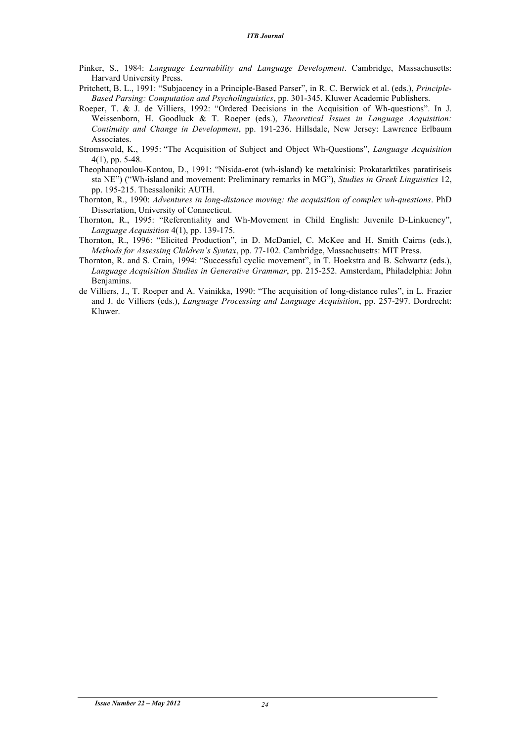Pinker, S., 1984: *Language Learnability and Language Development*. Cambridge, Massachusetts: Harvard University Press.

Pritchett, B. L., 1991: "Subjacency in a Principle-Based Parser", in R. C. Berwick et al. (eds.), *Principle-Based Parsing: Computation and Psycholinguistics*, pp. 301-345. Kluwer Academic Publishers.

Roeper, T. & J. de Villiers, 1992: "Ordered Decisions in the Acquisition of Wh-questions". In J. Weissenborn, H. Goodluck & T. Roeper (eds.), *Theoretical Issues in Language Acquisition: Continuity and Change in Development*, pp. 191-236. Hillsdale, New Jersey: Lawrence Erlbaum Associates.

Stromswold, K., 1995: "The Acquisition of Subject and Object Wh-Questions", *Language Acquisition* 4(1), pp. 5-48.

Theophanopoulou-Kontou, D., 1991: "Nisida-erot (wh-island) ke metakinisi: Prokatarktikes paratiriseis sta NE") ("Wh-island and movement: Preliminary remarks in MG"), *Studies in Greek Linguistics* 12, pp. 195-215. Thessaloniki: AUTH.

Thornton, R., 1990: *Adventures in long-distance moving: the acquisition of complex wh-questions*. PhD Dissertation, University of Connecticut.

Thornton, R., 1995: "Referentiality and Wh-Movement in Child English: Juvenile D-Linkuency", *Language Acquisition* 4(1), pp. 139-175.

Thornton, R., 1996: "Elicited Production", in D. McDaniel, C. McKee and H. Smith Cairns (eds.), *Methods for Assessing Children's Syntax*, pp. 77-102. Cambridge, Massachusetts: MIT Press.

Thornton, R. and S. Crain, 1994: "Successful cyclic movement", in T. Hoekstra and B. Schwartz (eds.), *Language Acquisition Studies in Generative Grammar*, pp. 215-252. Amsterdam, Philadelphia: John Benjamins.

de Villiers, J., T. Roeper and A. Vainikka, 1990: "The acquisition of long-distance rules", in L. Frazier and J. de Villiers (eds.), *Language Processing and Language Acquisition*, pp. 257-297. Dordrecht: Kluwer.